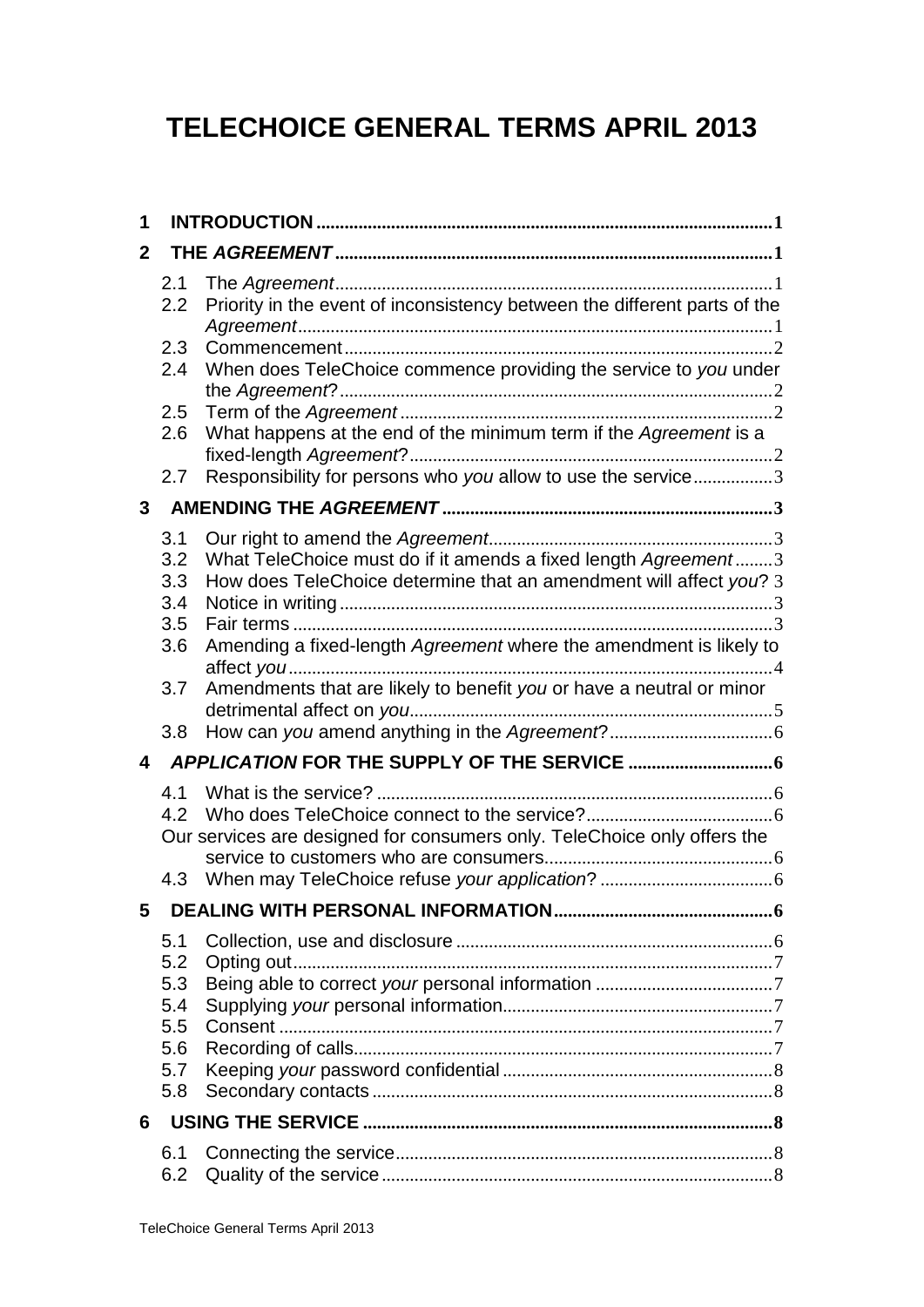# TELECHOICE GENERAL TERMS APRIL 2013

**1 INTRODUCTION** ........ 1

**2 THE *AGREEMENT*** ........ 1

- 2.1 The *Agreement* ........ 1
- 2.2 Priority in the event of inconsistency between the different parts of the *Agreement* ........ 1
- 2.3 Commencement ........ 2
- 2.4 When does TeleChoice commence providing the service to *you* under the *Agreement*? ........ 2
- 2.5 Term of the *Agreement* ........ 2
- 2.6 What happens at the end of the minimum term if the *Agreement* is a fixed-length *Agreement*? ........ 2
- 2.7 Responsibility for persons who *you* allow to use the service ........ 3

**3 AMENDING THE *AGREEMENT*** ........ 3

- 3.1 Our right to amend the *Agreement* ........ 3
- 3.2 What TeleChoice must do if it amends a fixed length *Agreement* ........ 3
- 3.3 How does TeleChoice determine that an amendment will affect *you*? 3
- 3.4 Notice in writing ........ 3
- 3.5 Fair terms ........ 3
- 3.6 Amending a fixed-length *Agreement* where the amendment is likely to affect *you* ........ 4
- 3.7 Amendments that are likely to benefit *you* or have a neutral or minor detrimental affect on *you* ........ 5
- 3.8 How can *you* amend anything in the *Agreement*? ........ 6

**4 *APPLICATION* FOR THE SUPPLY OF THE SERVICE** ........ 6

- 4.1 What is the service? ........ 6
- 4.2 Who does TeleChoice connect to the service? ........ 6

Our services are designed for consumers only. TeleChoice only offers the service to customers who are consumers ........ 6

- 4.3 When may TeleChoice refuse *your application*? ........ 6

**5 DEALING WITH PERSONAL INFORMATION** ........ 6

- 5.1 Collection, use and disclosure ........ 6
- 5.2 Opting out ........ 7
- 5.3 Being able to correct *your* personal information ........ 7
- 5.4 Supplying *your* personal information ........ 7
- 5.5 Consent ........ 7
- 5.6 Recording of calls ........ 7
- 5.7 Keeping *your* password confidential ........ 8
- 5.8 Secondary contacts ........ 8

**6 USING THE SERVICE** ........ 8

- 6.1 Connecting the service ........ 8
- 6.2 Quality of the service ........ 8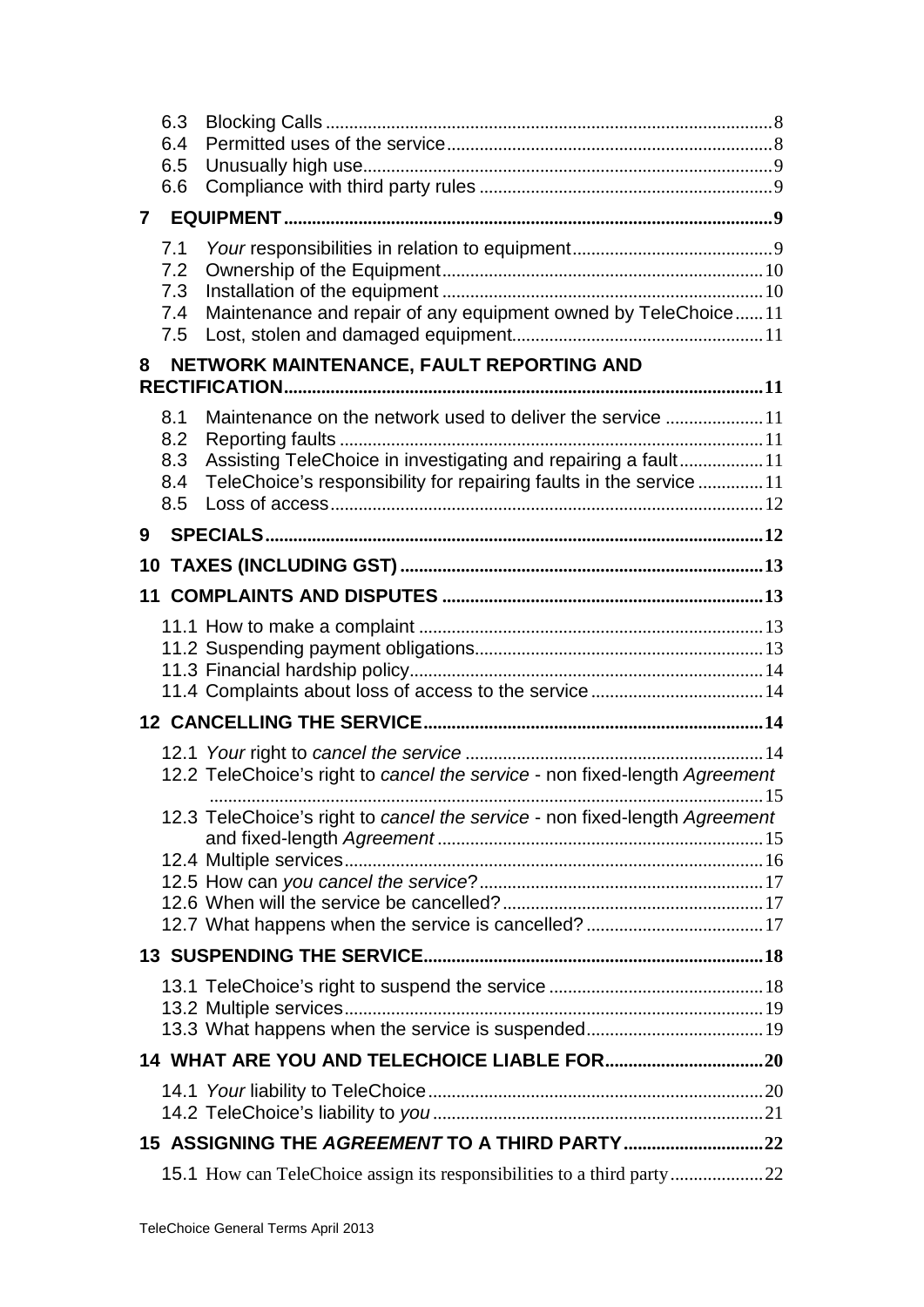6.3 Blocking Calls ........ 8
6.4 Permitted uses of the service ........ 8
6.5 Unusually high use ........ 9
6.6 Compliance with third party rules ........ 9

**7 EQUIPMENT ........ 9**

7.1 *Your* responsibilities in relation to equipment ........ 9
7.2 Ownership of the Equipment ........ 10
7.3 Installation of the equipment ........ 10
7.4 Maintenance and repair of any equipment owned by TeleChoice ........ 11
7.5 Lost, stolen and damaged equipment ........ 11

**8 NETWORK MAINTENANCE, FAULT REPORTING AND RECTIFICATION ........ 11**

8.1 Maintenance on the network used to deliver the service ........ 11
8.2 Reporting faults ........ 11
8.3 Assisting TeleChoice in investigating and repairing a fault ........ 11
8.4 TeleChoice's responsibility for repairing faults in the service ........ 11
8.5 Loss of access ........ 12

**9 SPECIALS ........ 12**

**10 TAXES (INCLUDING GST) ........ 13**

**11 COMPLAINTS AND DISPUTES ........ 13**

11.1 How to make a complaint ........ 13
11.2 Suspending payment obligations ........ 13
11.3 Financial hardship policy ........ 14
11.4 Complaints about loss of access to the service ........ 14

**12 CANCELLING THE SERVICE ........ 14**

12.1 *Your* right to *cancel the service* ........ 14
12.2 TeleChoice's right to *cancel the service* - non fixed-length *Agreement* ........ 15
12.3 TeleChoice's right to *cancel the service* - non fixed-length *Agreement* and fixed-length *Agreement* ........ 15
12.4 Multiple services ........ 16
12.5 How can *you cancel the service*? ........ 17
12.6 When will the service be cancelled? ........ 17
12.7 What happens when the service is cancelled? ........ 17

**13 SUSPENDING THE SERVICE ........ 18**

13.1 TeleChoice's right to suspend the service ........ 18
13.2 Multiple services ........ 19
13.3 What happens when the service is suspended ........ 19

**14 WHAT ARE YOU AND TELECHOICE LIABLE FOR ........ 20**

14.1 *Your* liability to TeleChoice ........ 20
14.2 TeleChoice's liability to *you* ........ 21

**15 ASSIGNING THE *AGREEMENT* TO A THIRD PARTY ........ 22**

15.1 How can TeleChoice assign its responsibilities to a third party ........ 22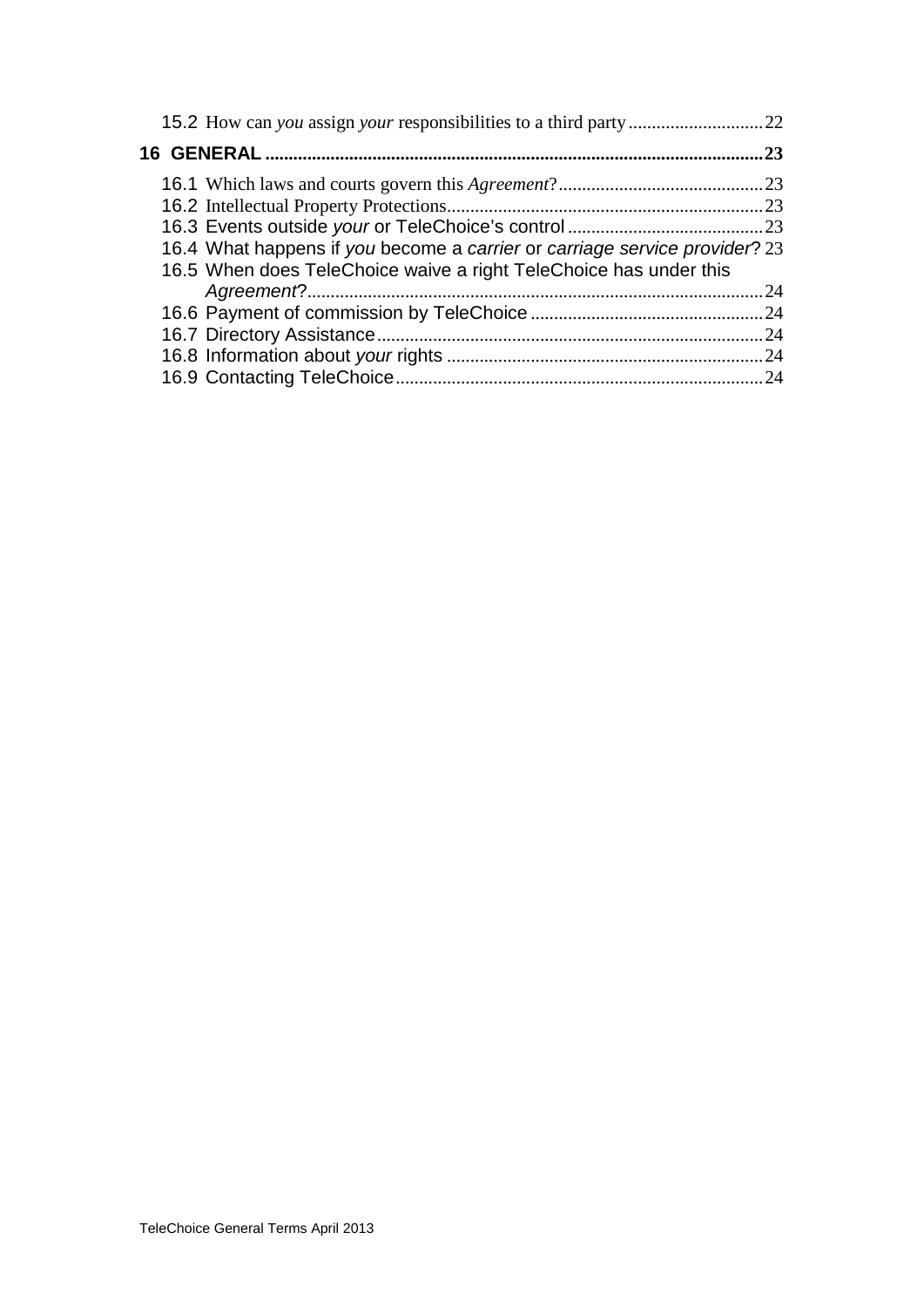15.2 How can *you* assign *your* responsibilities to a third party ............................ 22

**16 GENERAL ............................................................................................................ 23**

16.1 Which laws and courts govern this *Agreement*? ............................................ 23
16.2 Intellectual Property Protections .................................................................... 23
16.3 Events outside *your* or TeleChoice's control .......................................... 23
16.4 What happens if *you* become a *carrier* or *carriage service provider*? 23
16.5 When does TeleChoice waive a right TeleChoice has under this *Agreement*? ................................................................................................. 24
16.6 Payment of commission by TeleChoice ................................................. 24
16.7 Directory Assistance .................................................................................. 24
16.8 Information about *your* rights .................................................................... 24
16.9 Contacting TeleChoice .............................................................................. 24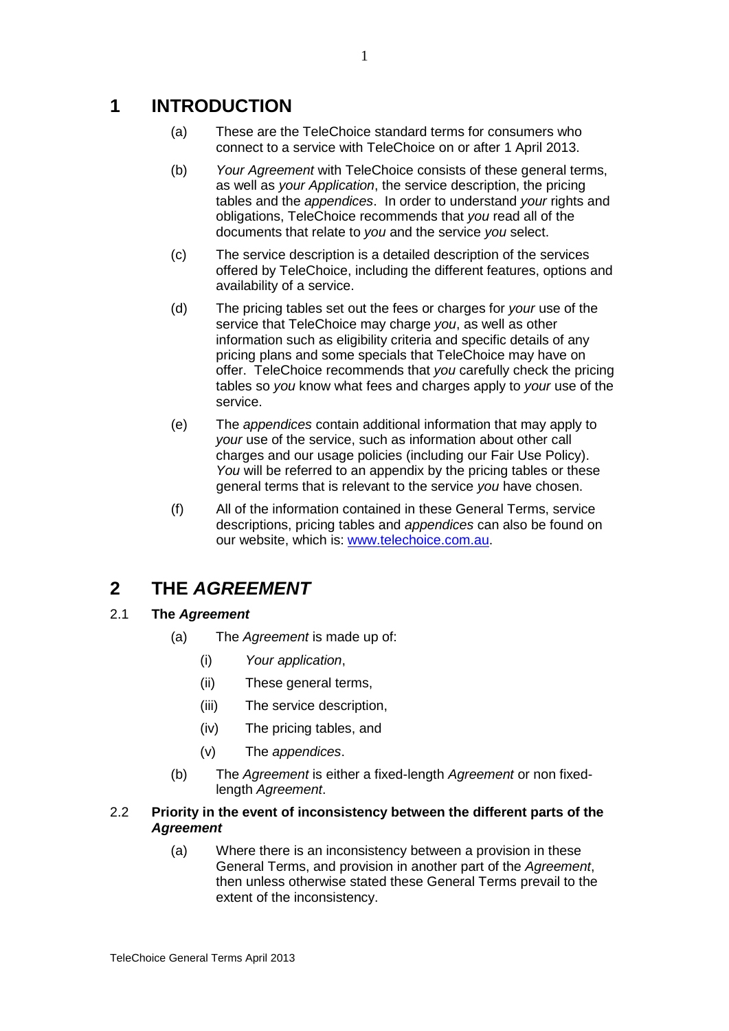# 1 INTRODUCTION

(a) These are the TeleChoice standard terms for consumers who connect to a service with TeleChoice on or after 1 April 2013.

(b) *Your Agreement* with TeleChoice consists of these general terms, as well as *your Application*, the service description, the pricing tables and the *appendices*. In order to understand *your* rights and obligations, TeleChoice recommends that *you* read all of the documents that relate to *you* and the service *you* select.

(c) The service description is a detailed description of the services offered by TeleChoice, including the different features, options and availability of a service.

(d) The pricing tables set out the fees or charges for *your* use of the service that TeleChoice may charge *you*, as well as other information such as eligibility criteria and specific details of any pricing plans and some specials that TeleChoice may have on offer. TeleChoice recommends that *you* carefully check the pricing tables so *you* know what fees and charges apply to *your* use of the service.

(e) The *appendices* contain additional information that may apply to *your* use of the service, such as information about other call charges and our usage policies (including our Fair Use Policy). *You* will be referred to an appendix by the pricing tables or these general terms that is relevant to the service *you* have chosen.

(f) All of the information contained in these General Terms, service descriptions, pricing tables and *appendices* can also be found on our website, which is: [www.telechoice.com.au](http://www.telechoice.com.au).

# 2 THE *AGREEMENT*

## 2.1 The *Agreement*

(a) The *Agreement* is made up of:

- (i) *Your application*,
- (ii) These general terms,
- (iii) The service description,
- (iv) The pricing tables, and
- (v) The *appendices*.

(b) The *Agreement* is either a fixed-length *Agreement* or non fixed-length *Agreement*.

## 2.2 Priority in the event of inconsistency between the different parts of the *Agreement*

(a) Where there is an inconsistency between a provision in these General Terms, and provision in another part of the *Agreement*, then unless otherwise stated these General Terms prevail to the extent of the inconsistency.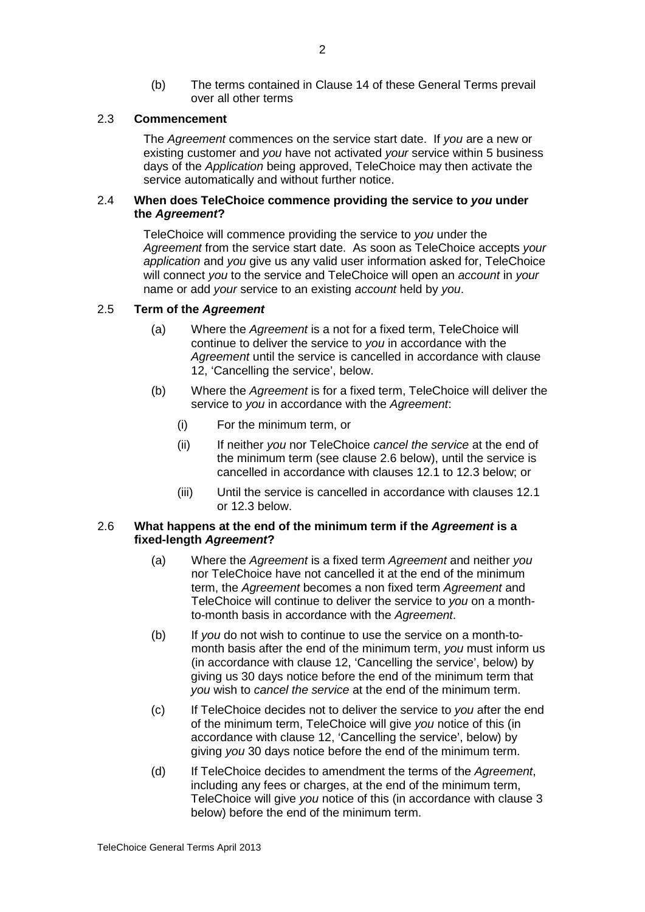(b) The terms contained in Clause 14 of these General Terms prevail over all other terms

### 2.3 **Commencement**

The *Agreement* commences on the service start date. If *you* are a new or existing customer and *you* have not activated *your* service within 5 business days of the *Application* being approved, TeleChoice may then activate the service automatically and without further notice.

### 2.4 **When does TeleChoice commence providing the service to *you* under the *Agreement*?**

TeleChoice will commence providing the service to *you* under the *Agreement* from the service start date. As soon as TeleChoice accepts *your application* and *you* give us any valid user information asked for, TeleChoice will connect *you* to the service and TeleChoice will open an *account* in *your* name or add *your* service to an existing *account* held by *you*.

### 2.5 **Term of the *Agreement***

(a) Where the *Agreement* is a not for a fixed term, TeleChoice will continue to deliver the service to *you* in accordance with the *Agreement* until the service is cancelled in accordance with clause 12, 'Cancelling the service', below.

(b) Where the *Agreement* is for a fixed term, TeleChoice will deliver the service to *you* in accordance with the *Agreement*:

(i) For the minimum term, or

(ii) If neither *you* nor TeleChoice *cancel the service* at the end of the minimum term (see clause 2.6 below), until the service is cancelled in accordance with clauses 12.1 to 12.3 below; or

(iii) Until the service is cancelled in accordance with clauses 12.1 or 12.3 below.

### 2.6 **What happens at the end of the minimum term if the *Agreement* is a fixed-length *Agreement*?**

(a) Where the *Agreement* is a fixed term *Agreement* and neither *you* nor TeleChoice have not cancelled it at the end of the minimum term, the *Agreement* becomes a non fixed term *Agreement* and TeleChoice will continue to deliver the service to *you* on a month-to-month basis in accordance with the *Agreement*.

(b) If *you* do not wish to continue to use the service on a month-to-month basis after the end of the minimum term, *you* must inform us (in accordance with clause 12, 'Cancelling the service', below) by giving us 30 days notice before the end of the minimum term that *you* wish to *cancel the service* at the end of the minimum term.

(c) If TeleChoice decides not to deliver the service to *you* after the end of the minimum term, TeleChoice will give *you* notice of this (in accordance with clause 12, 'Cancelling the service', below) by giving *you* 30 days notice before the end of the minimum term.

(d) If TeleChoice decides to amendment the terms of the *Agreement*, including any fees or charges, at the end of the minimum term, TeleChoice will give *you* notice of this (in accordance with clause 3 below) before the end of the minimum term.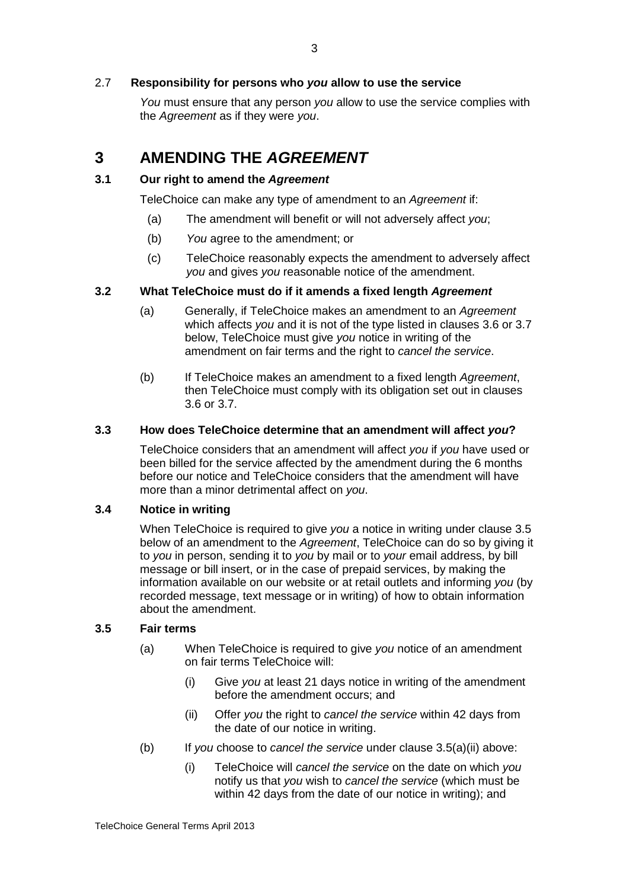### 2.7 **Responsibility for persons who *you* allow to use the service**

*You* must ensure that any person *you* allow to use the service complies with the *Agreement* as if they were *you*.

# 3 AMENDING THE *AGREEMENT*

### 3.1 Our right to amend the *Agreement*

TeleChoice can make any type of amendment to an *Agreement* if:

(a) The amendment will benefit or will not adversely affect *you*;

(b) *You* agree to the amendment; or

(c) TeleChoice reasonably expects the amendment to adversely affect *you* and gives *you* reasonable notice of the amendment.

### 3.2 What TeleChoice must do if it amends a fixed length *Agreement*

(a) Generally, if TeleChoice makes an amendment to an *Agreement* which affects *you* and it is not of the type listed in clauses 3.6 or 3.7 below, TeleChoice must give *you* notice in writing of the amendment on fair terms and the right to *cancel the service*.

(b) If TeleChoice makes an amendment to a fixed length *Agreement*, then TeleChoice must comply with its obligation set out in clauses 3.6 or 3.7.

### 3.3 How does TeleChoice determine that an amendment will affect *you*?

TeleChoice considers that an amendment will affect *you* if *you* have used or been billed for the service affected by the amendment during the 6 months before our notice and TeleChoice considers that the amendment will have more than a minor detrimental affect on *you*.

### 3.4 Notice in writing

When TeleChoice is required to give *you* a notice in writing under clause 3.5 below of an amendment to the *Agreement*, TeleChoice can do so by giving it to *you* in person, sending it to *you* by mail or to *your* email address, by bill message or bill insert, or in the case of prepaid services, by making the information available on our website or at retail outlets and informing *you* (by recorded message, text message or in writing) of how to obtain information about the amendment.

### 3.5 Fair terms

(a) When TeleChoice is required to give *you* notice of an amendment on fair terms TeleChoice will:

(i) Give *you* at least 21 days notice in writing of the amendment before the amendment occurs; and

(ii) Offer *you* the right to *cancel the service* within 42 days from the date of our notice in writing.

(b) If *you* choose to *cancel the service* under clause 3.5(a)(ii) above:

(i) TeleChoice will *cancel the service* on the date on which *you* notify us that *you* wish to *cancel the service* (which must be within 42 days from the date of our notice in writing); and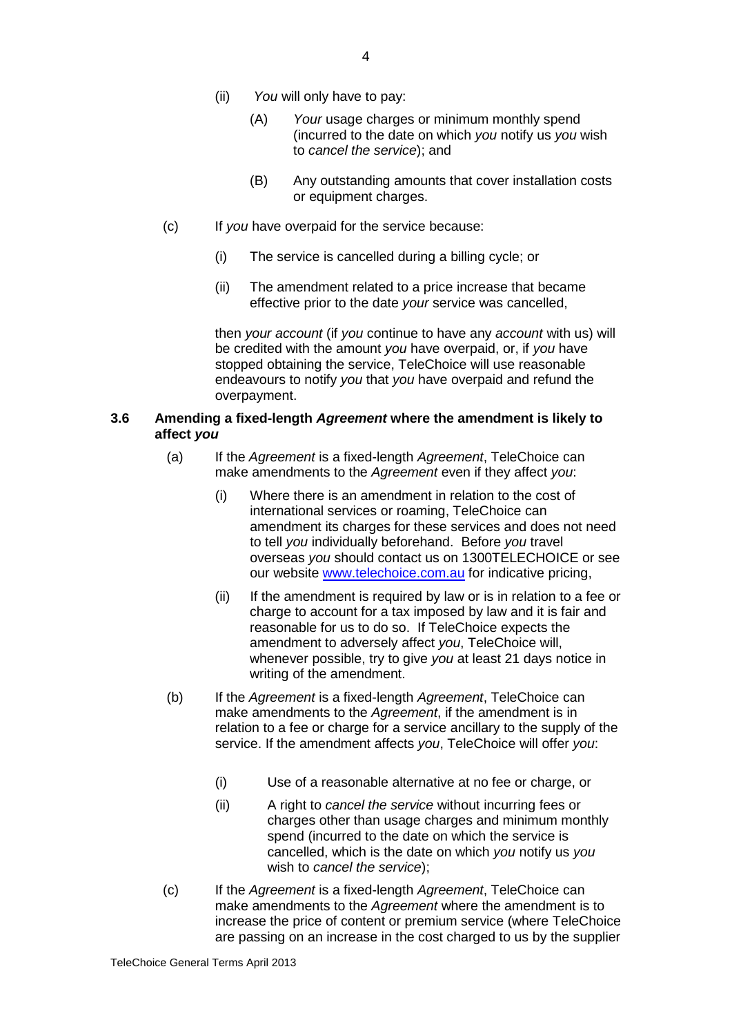(ii) *You* will only have to pay:

(A) *Your* usage charges or minimum monthly spend (incurred to the date on which *you* notify us *you* wish to *cancel the service*); and

(B) Any outstanding amounts that cover installation costs or equipment charges.

(c) If *you* have overpaid for the service because:

(i) The service is cancelled during a billing cycle; or

(ii) The amendment related to a price increase that became effective prior to the date *your* service was cancelled,

then *your account* (if *you* continue to have any *account* with us) will be credited with the amount *you* have overpaid, or, if *you* have stopped obtaining the service, TeleChoice will use reasonable endeavours to notify *you* that *you* have overpaid and refund the overpayment.

### 3.6 Amending a fixed-length *Agreement* where the amendment is likely to affect *you*

(a) If the *Agreement* is a fixed-length *Agreement*, TeleChoice can make amendments to the *Agreement* even if they affect *you*:

(i) Where there is an amendment in relation to the cost of international services or roaming, TeleChoice can amendment its charges for these services and does not need to tell *you* individually beforehand. Before *you* travel overseas *you* should contact us on 1300TELECHOICE or see our website [www.telechoice.com.au](http://www.telechoice.com.au) for indicative pricing,

(ii) If the amendment is required by law or is in relation to a fee or charge to account for a tax imposed by law and it is fair and reasonable for us to do so. If TeleChoice expects the amendment to adversely affect *you*, TeleChoice will, whenever possible, try to give *you* at least 21 days notice in writing of the amendment.

(b) If the *Agreement* is a fixed-length *Agreement*, TeleChoice can make amendments to the *Agreement*, if the amendment is in relation to a fee or charge for a service ancillary to the supply of the service. If the amendment affects *you*, TeleChoice will offer *you*:

(i) Use of a reasonable alternative at no fee or charge, or

(ii) A right to *cancel the service* without incurring fees or charges other than usage charges and minimum monthly spend (incurred to the date on which the service is cancelled, which is the date on which *you* notify us *you* wish to *cancel the service*);

(c) If the *Agreement* is a fixed-length *Agreement*, TeleChoice can make amendments to the *Agreement* where the amendment is to increase the price of content or premium service (where TeleChoice are passing on an increase in the cost charged to us by the supplier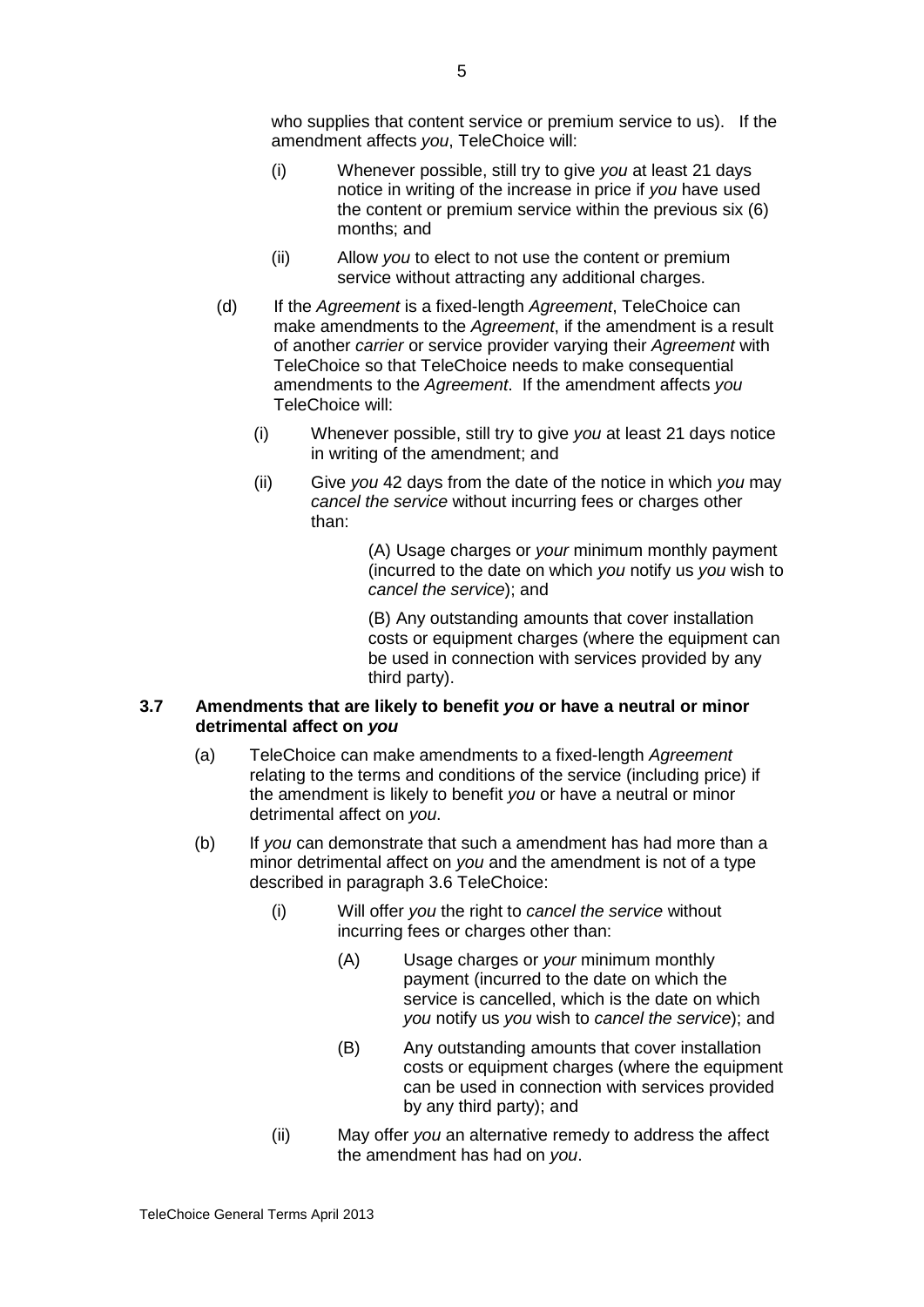who supplies that content service or premium service to us). If the amendment affects *you*, TeleChoice will:

(i) Whenever possible, still try to give *you* at least 21 days notice in writing of the increase in price if *you* have used the content or premium service within the previous six (6) months; and

(ii) Allow *you* to elect to not use the content or premium service without attracting any additional charges.

(d) If the *Agreement* is a fixed-length *Agreement*, TeleChoice can make amendments to the *Agreement*, if the amendment is a result of another *carrier* or service provider varying their *Agreement* with TeleChoice so that TeleChoice needs to make consequential amendments to the *Agreement*. If the amendment affects *you* TeleChoice will:

(i) Whenever possible, still try to give *you* at least 21 days notice in writing of the amendment; and

(ii) Give *you* 42 days from the date of the notice in which *you* may *cancel the service* without incurring fees or charges other than:

(A) Usage charges or *your* minimum monthly payment (incurred to the date on which *you* notify us *you* wish to *cancel the service*); and

(B) Any outstanding amounts that cover installation costs or equipment charges (where the equipment can be used in connection with services provided by any third party).

### 3.7 Amendments that are likely to benefit *you* or have a neutral or minor detrimental affect on *you*

(a) TeleChoice can make amendments to a fixed-length *Agreement* relating to the terms and conditions of the service (including price) if the amendment is likely to benefit *you* or have a neutral or minor detrimental affect on *you*.

(b) If *you* can demonstrate that such a amendment has had more than a minor detrimental affect on *you* and the amendment is not of a type described in paragraph 3.6 TeleChoice:

(i) Will offer *you* the right to *cancel the service* without incurring fees or charges other than:

(A) Usage charges or *your* minimum monthly payment (incurred to the date on which the service is cancelled, which is the date on which *you* notify us *you* wish to *cancel the service*); and

(B) Any outstanding amounts that cover installation costs or equipment charges (where the equipment can be used in connection with services provided by any third party); and

(ii) May offer *you* an alternative remedy to address the affect the amendment has had on *you*.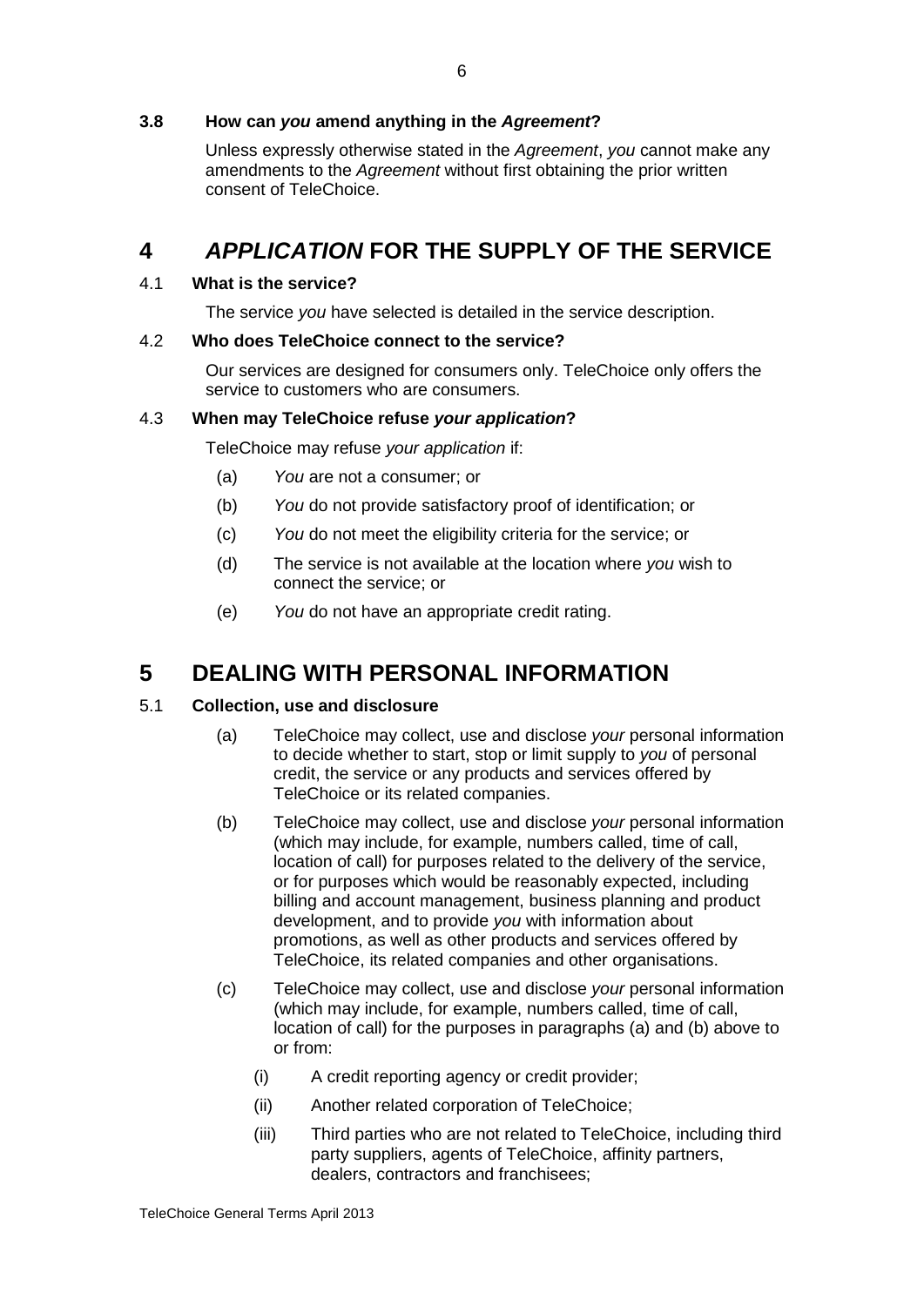### 3.8 How can *you* amend anything in the *Agreement*?

Unless expressly otherwise stated in the *Agreement*, *you* cannot make any amendments to the *Agreement* without first obtaining the prior written consent of TeleChoice.

## 4 *APPLICATION* FOR THE SUPPLY OF THE SERVICE

### 4.1 What is the service?

The service *you* have selected is detailed in the service description.

### 4.2 Who does TeleChoice connect to the service?

Our services are designed for consumers only. TeleChoice only offers the service to customers who are consumers.

### 4.3 When may TeleChoice refuse *your application*?

TeleChoice may refuse *your application* if:

(a) *You* are not a consumer; or

(b) *You* do not provide satisfactory proof of identification; or

(c) *You* do not meet the eligibility criteria for the service; or

(d) The service is not available at the location where *you* wish to connect the service; or

(e) *You* do not have an appropriate credit rating.

## 5 DEALING WITH PERSONAL INFORMATION

### 5.1 Collection, use and disclosure

(a) TeleChoice may collect, use and disclose *your* personal information to decide whether to start, stop or limit supply to *you* of personal credit, the service or any products and services offered by TeleChoice or its related companies.

(b) TeleChoice may collect, use and disclose *your* personal information (which may include, for example, numbers called, time of call, location of call) for purposes related to the delivery of the service, or for purposes which would be reasonably expected, including billing and account management, business planning and product development, and to provide *you* with information about promotions, as well as other products and services offered by TeleChoice, its related companies and other organisations.

(c) TeleChoice may collect, use and disclose *your* personal information (which may include, for example, numbers called, time of call, location of call) for the purposes in paragraphs (a) and (b) above to or from:

(i) A credit reporting agency or credit provider;

(ii) Another related corporation of TeleChoice;

(iii) Third parties who are not related to TeleChoice, including third party suppliers, agents of TeleChoice, affinity partners, dealers, contractors and franchisees;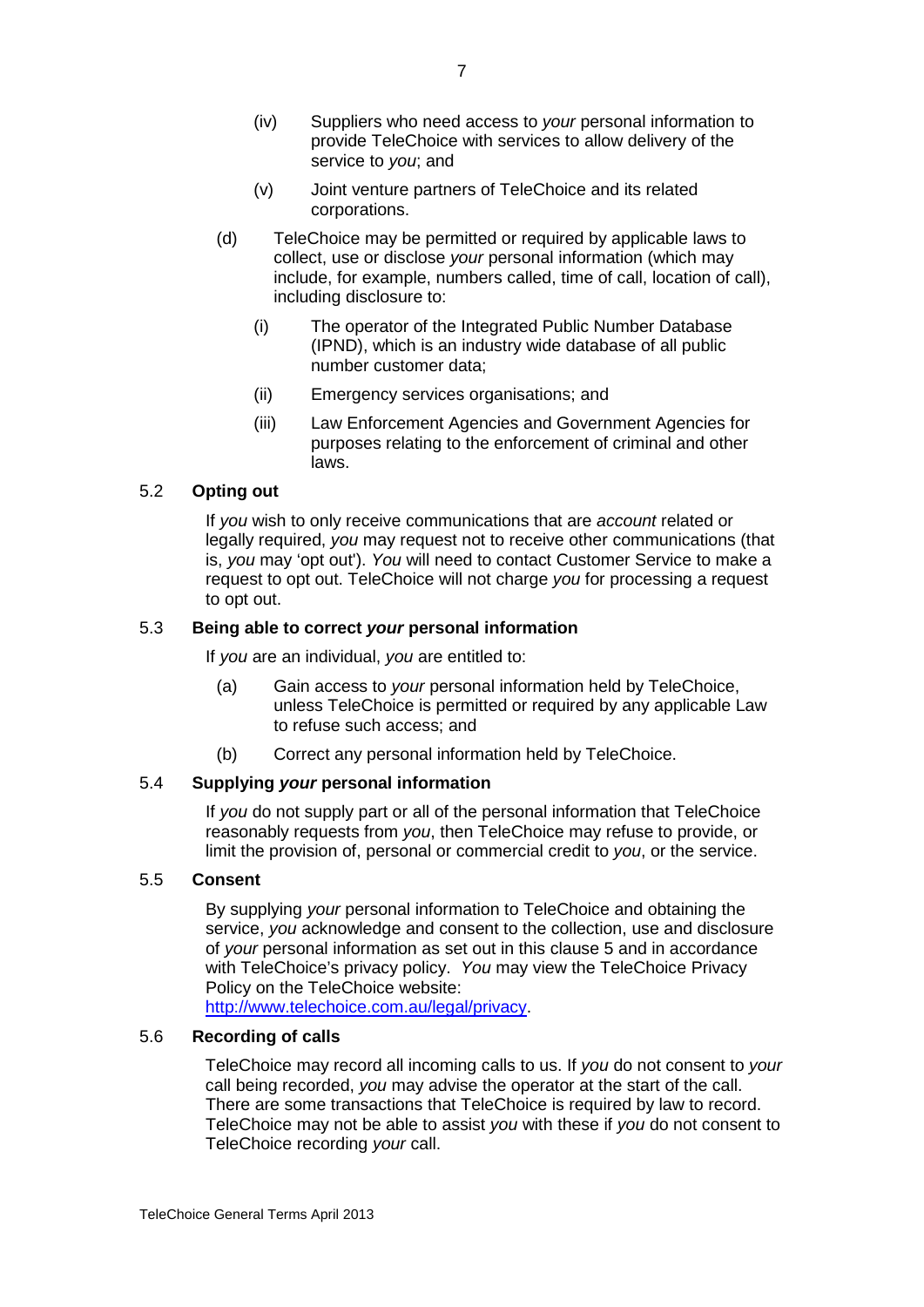(iv) Suppliers who need access to *your* personal information to provide TeleChoice with services to allow delivery of the service to *you*; and

(v) Joint venture partners of TeleChoice and its related corporations.

(d) TeleChoice may be permitted or required by applicable laws to collect, use or disclose *your* personal information (which may include, for example, numbers called, time of call, location of call), including disclosure to:

(i) The operator of the Integrated Public Number Database (IPND), which is an industry wide database of all public number customer data;

(ii) Emergency services organisations; and

(iii) Law Enforcement Agencies and Government Agencies for purposes relating to the enforcement of criminal and other laws.

### 5.2 Opting out

If *you* wish to only receive communications that are *account* related or legally required, *you* may request not to receive other communications (that is, *you* may 'opt out'). *You* will need to contact Customer Service to make a request to opt out. TeleChoice will not charge *you* for processing a request to opt out.

### 5.3 Being able to correct *your* personal information

If *you* are an individual, *you* are entitled to:

(a) Gain access to *your* personal information held by TeleChoice, unless TeleChoice is permitted or required by any applicable Law to refuse such access; and

(b) Correct any personal information held by TeleChoice.

### 5.4 Supplying *your* personal information

If *you* do not supply part or all of the personal information that TeleChoice reasonably requests from *you*, then TeleChoice may refuse to provide, or limit the provision of, personal or commercial credit to *you*, or the service.

### 5.5 Consent

By supplying *your* personal information to TeleChoice and obtaining the service, *you* acknowledge and consent to the collection, use and disclosure of *your* personal information as set out in this clause 5 and in accordance with TeleChoice's privacy policy. *You* may view the TeleChoice Privacy Policy on the TeleChoice website: [http://www.telechoice.com.au/legal/privacy](http://www.telechoice.com.au/legal/privacy).

### 5.6 Recording of calls

TeleChoice may record all incoming calls to us. If *you* do not consent to *your* call being recorded, *you* may advise the operator at the start of the call. There are some transactions that TeleChoice is required by law to record. TeleChoice may not be able to assist *you* with these if *you* do not consent to TeleChoice recording *your* call.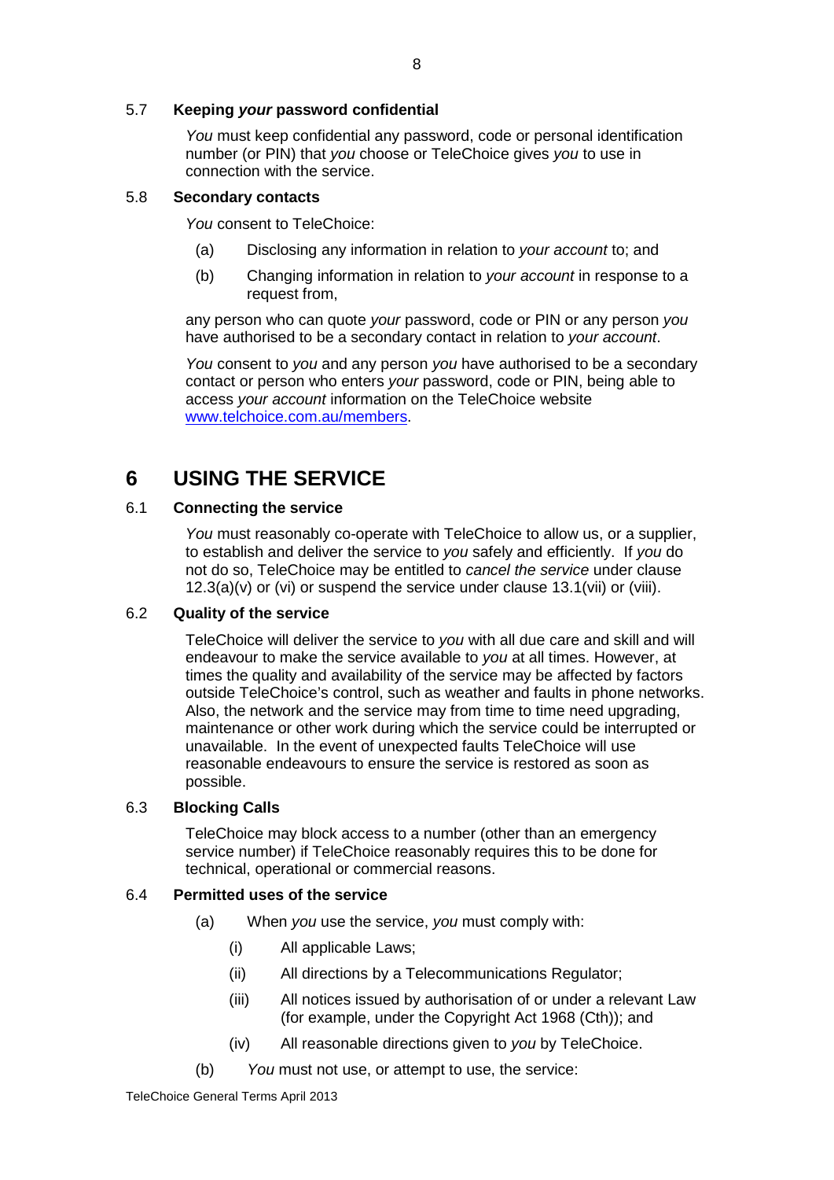### 5.7 **Keeping *your* password confidential**

*You* must keep confidential any password, code or personal identification number (or PIN) that *you* choose or TeleChoice gives *you* to use in connection with the service.

### 5.8 **Secondary contacts**

*You* consent to TeleChoice:

(a) Disclosing any information in relation to *your account* to; and

(b) Changing information in relation to *your account* in response to a request from,

any person who can quote *your* password, code or PIN or any person *you* have authorised to be a secondary contact in relation to *your account*.

*You* consent to *you* and any person *you* have authorised to be a secondary contact or person who enters *your* password, code or PIN, being able to access *your account* information on the TeleChoice website www.telchoice.com.au/members.

## 6 USING THE SERVICE

### 6.1 **Connecting the service**

*You* must reasonably co-operate with TeleChoice to allow us, or a supplier, to establish and deliver the service to *you* safely and efficiently. If *you* do not do so, TeleChoice may be entitled to *cancel the service* under clause 12.3(a)(v) or (vi) or suspend the service under clause 13.1(vii) or (viii).

### 6.2 **Quality of the service**

TeleChoice will deliver the service to *you* with all due care and skill and will endeavour to make the service available to *you* at all times. However, at times the quality and availability of the service may be affected by factors outside TeleChoice's control, such as weather and faults in phone networks. Also, the network and the service may from time to time need upgrading, maintenance or other work during which the service could be interrupted or unavailable. In the event of unexpected faults TeleChoice will use reasonable endeavours to ensure the service is restored as soon as possible.

### 6.3 **Blocking Calls**

TeleChoice may block access to a number (other than an emergency service number) if TeleChoice reasonably requires this to be done for technical, operational or commercial reasons.

### 6.4 **Permitted uses of the service**

(a) When *you* use the service, *you* must comply with:

(i) All applicable Laws;

(ii) All directions by a Telecommunications Regulator;

(iii) All notices issued by authorisation of or under a relevant Law (for example, under the Copyright Act 1968 (Cth)); and

(iv) All reasonable directions given to *you* by TeleChoice.

(b) *You* must not use, or attempt to use, the service: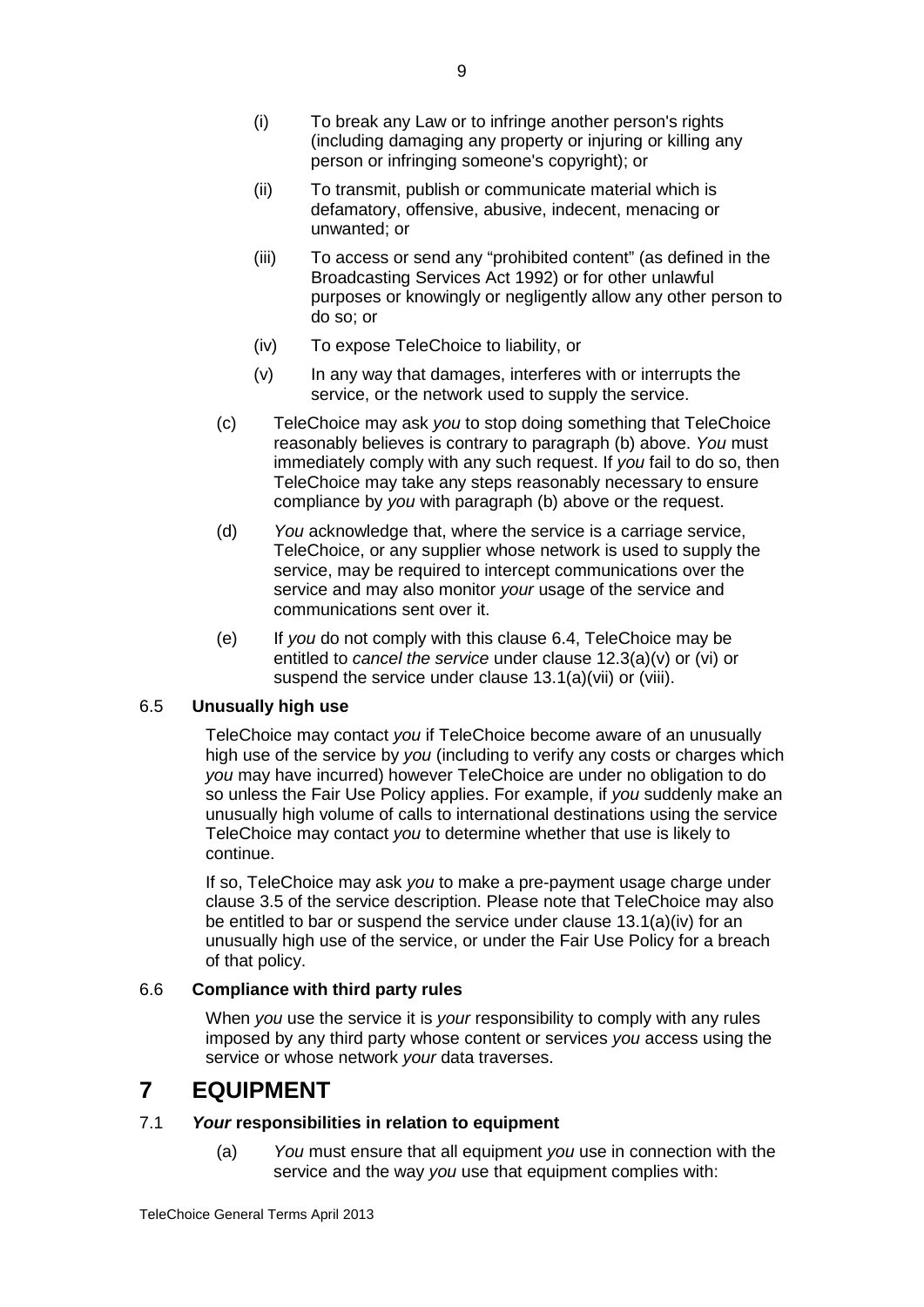(i) To break any Law or to infringe another person's rights (including damaging any property or injuring or killing any person or infringing someone's copyright); or

(ii) To transmit, publish or communicate material which is defamatory, offensive, abusive, indecent, menacing or unwanted; or

(iii) To access or send any "prohibited content" (as defined in the Broadcasting Services Act 1992) or for other unlawful purposes or knowingly or negligently allow any other person to do so; or

(iv) To expose TeleChoice to liability, or

(v) In any way that damages, interferes with or interrupts the service, or the network used to supply the service.

(c) TeleChoice may ask *you* to stop doing something that TeleChoice reasonably believes is contrary to paragraph (b) above. *You* must immediately comply with any such request. If *you* fail to do so, then TeleChoice may take any steps reasonably necessary to ensure compliance by *you* with paragraph (b) above or the request.

(d) *You* acknowledge that, where the service is a carriage service, TeleChoice, or any supplier whose network is used to supply the service, may be required to intercept communications over the service and may also monitor *your* usage of the service and communications sent over it.

(e) If *you* do not comply with this clause 6.4, TeleChoice may be entitled to *cancel the service* under clause 12.3(a)(v) or (vi) or suspend the service under clause 13.1(a)(vii) or (viii).

6.5 **Unusually high use**

TeleChoice may contact *you* if TeleChoice become aware of an unusually high use of the service by *you* (including to verify any costs or charges which *you* may have incurred) however TeleChoice are under no obligation to do so unless the Fair Use Policy applies. For example, if *you* suddenly make an unusually high volume of calls to international destinations using the service TeleChoice may contact *you* to determine whether that use is likely to continue.

If so, TeleChoice may ask *you* to make a pre-payment usage charge under clause 3.5 of the service description. Please note that TeleChoice may also be entitled to bar or suspend the service under clause 13.1(a)(iv) for an unusually high use of the service, or under the Fair Use Policy for a breach of that policy.

6.6 **Compliance with third party rules**

When *you* use the service it is *your* responsibility to comply with any rules imposed by any third party whose content or services *you* access using the service or whose network *your* data traverses.

# 7 EQUIPMENT

7.1 ***Your* responsibilities in relation to equipment**

(a) *You* must ensure that all equipment *you* use in connection with the service and the way *you* use that equipment complies with: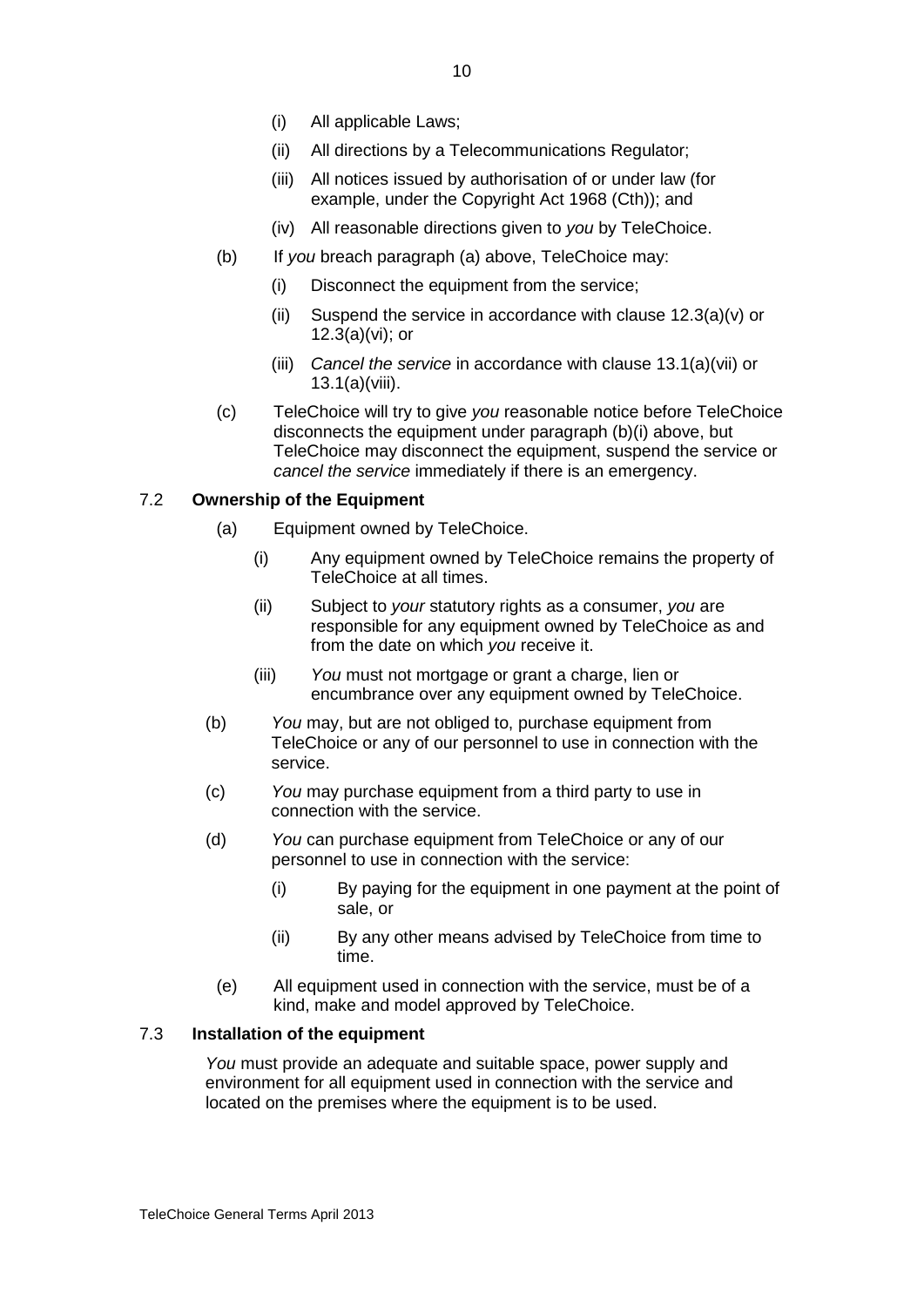(i) All applicable Laws;

(ii) All directions by a Telecommunications Regulator;

(iii) All notices issued by authorisation of or under law (for example, under the Copyright Act 1968 (Cth)); and

(iv) All reasonable directions given to *you* by TeleChoice.

(b) If *you* breach paragraph (a) above, TeleChoice may:

(i) Disconnect the equipment from the service;

(ii) Suspend the service in accordance with clause 12.3(a)(v) or 12.3(a)(vi); or

(iii) *Cancel the service* in accordance with clause 13.1(a)(vii) or 13.1(a)(viii).

(c) TeleChoice will try to give *you* reasonable notice before TeleChoice disconnects the equipment under paragraph (b)(i) above, but TeleChoice may disconnect the equipment, suspend the service or *cancel the service* immediately if there is an emergency.

### 7.2 Ownership of the Equipment

(a) Equipment owned by TeleChoice.

(i) Any equipment owned by TeleChoice remains the property of TeleChoice at all times.

(ii) Subject to *your* statutory rights as a consumer, *you* are responsible for any equipment owned by TeleChoice as and from the date on which *you* receive it.

(iii) *You* must not mortgage or grant a charge, lien or encumbrance over any equipment owned by TeleChoice.

(b) *You* may, but are not obliged to, purchase equipment from TeleChoice or any of our personnel to use in connection with the service.

(c) *You* may purchase equipment from a third party to use in connection with the service.

(d) *You* can purchase equipment from TeleChoice or any of our personnel to use in connection with the service:

(i) By paying for the equipment in one payment at the point of sale, or

(ii) By any other means advised by TeleChoice from time to time.

(e) All equipment used in connection with the service, must be of a kind, make and model approved by TeleChoice.

### 7.3 Installation of the equipment

*You* must provide an adequate and suitable space, power supply and environment for all equipment used in connection with the service and located on the premises where the equipment is to be used.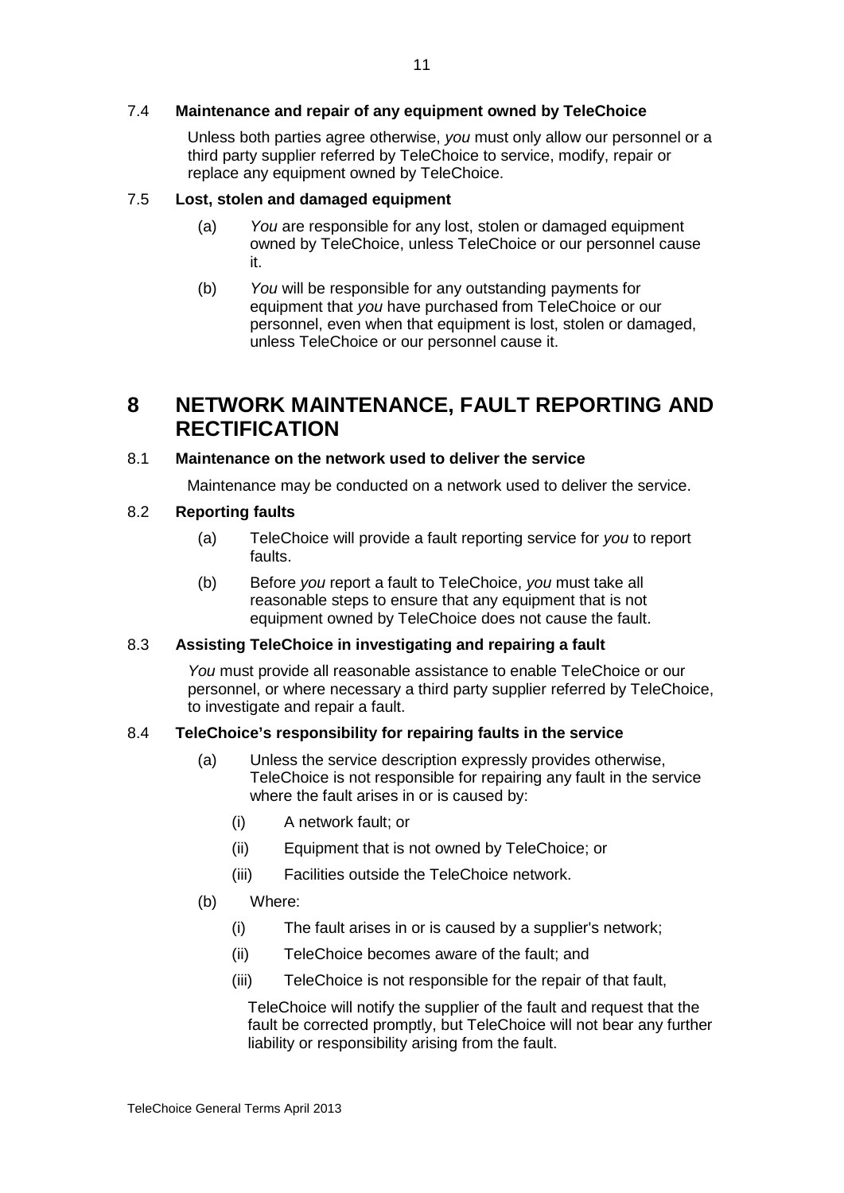### 7.4 Maintenance and repair of any equipment owned by TeleChoice

Unless both parties agree otherwise, *you* must only allow our personnel or a third party supplier referred by TeleChoice to service, modify, repair or replace any equipment owned by TeleChoice.

### 7.5 Lost, stolen and damaged equipment

(a) *You* are responsible for any lost, stolen or damaged equipment owned by TeleChoice, unless TeleChoice or our personnel cause it.

(b) *You* will be responsible for any outstanding payments for equipment that *you* have purchased from TeleChoice or our personnel, even when that equipment is lost, stolen or damaged, unless TeleChoice or our personnel cause it.

## 8 NETWORK MAINTENANCE, FAULT REPORTING AND RECTIFICATION

### 8.1 Maintenance on the network used to deliver the service

Maintenance may be conducted on a network used to deliver the service.

### 8.2 Reporting faults

(a) TeleChoice will provide a fault reporting service for *you* to report faults.

(b) Before *you* report a fault to TeleChoice, *you* must take all reasonable steps to ensure that any equipment that is not equipment owned by TeleChoice does not cause the fault.

### 8.3 Assisting TeleChoice in investigating and repairing a fault

*You* must provide all reasonable assistance to enable TeleChoice or our personnel, or where necessary a third party supplier referred by TeleChoice, to investigate and repair a fault.

### 8.4 TeleChoice's responsibility for repairing faults in the service

(a) Unless the service description expressly provides otherwise, TeleChoice is not responsible for repairing any fault in the service where the fault arises in or is caused by:

- (i) A network fault; or
- (ii) Equipment that is not owned by TeleChoice; or
- (iii) Facilities outside the TeleChoice network.

(b) Where:

- (i) The fault arises in or is caused by a supplier's network;
- (ii) TeleChoice becomes aware of the fault; and
- (iii) TeleChoice is not responsible for the repair of that fault,

TeleChoice will notify the supplier of the fault and request that the fault be corrected promptly, but TeleChoice will not bear any further liability or responsibility arising from the fault.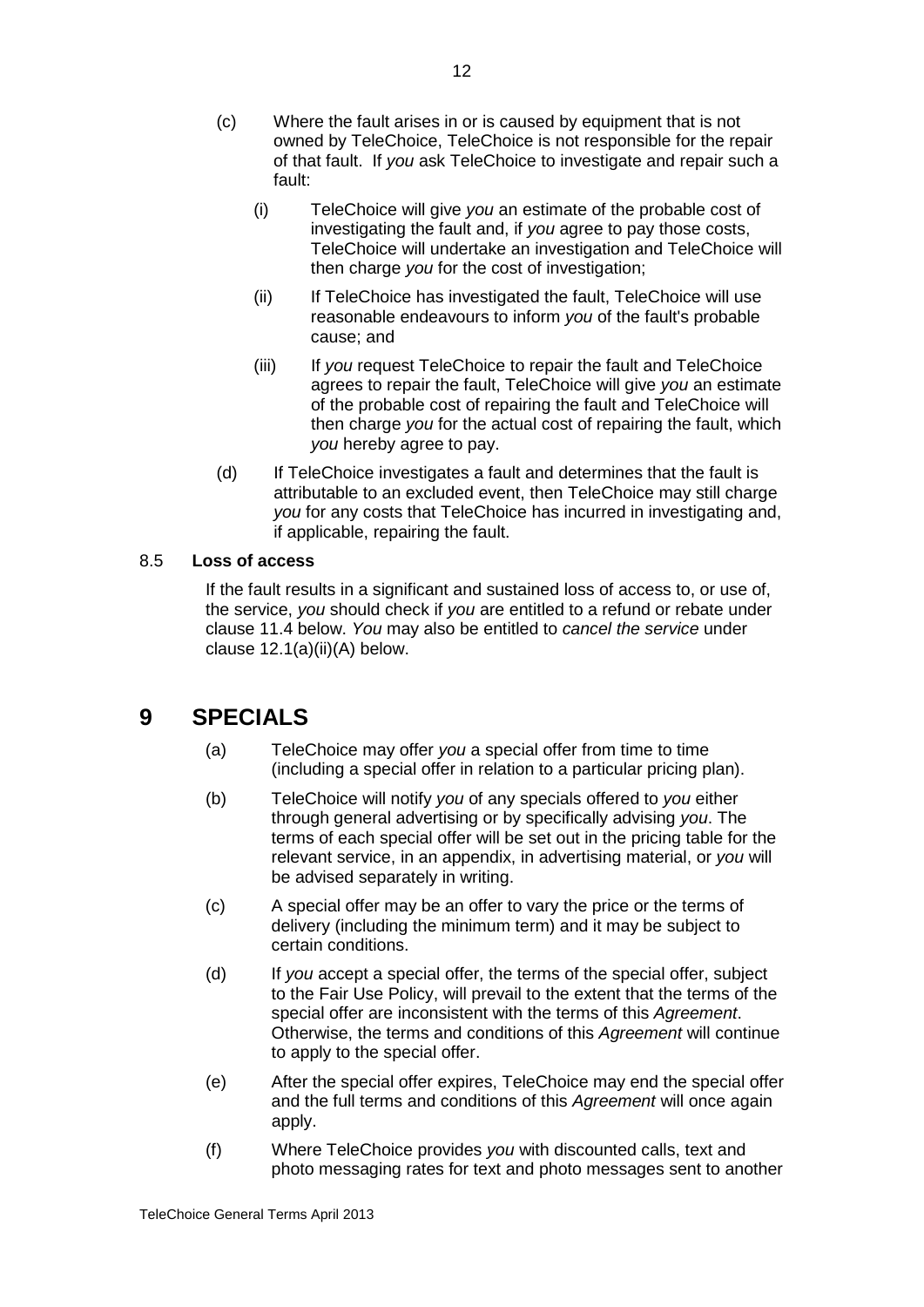(c) Where the fault arises in or is caused by equipment that is not owned by TeleChoice, TeleChoice is not responsible for the repair of that fault. If *you* ask TeleChoice to investigate and repair such a fault:

  (i) TeleChoice will give *you* an estimate of the probable cost of investigating the fault and, if *you* agree to pay those costs, TeleChoice will undertake an investigation and TeleChoice will then charge *you* for the cost of investigation;

  (ii) If TeleChoice has investigated the fault, TeleChoice will use reasonable endeavours to inform *you* of the fault's probable cause; and

  (iii) If *you* request TeleChoice to repair the fault and TeleChoice agrees to repair the fault, TeleChoice will give *you* an estimate of the probable cost of repairing the fault and TeleChoice will then charge *you* for the actual cost of repairing the fault, which *you* hereby agree to pay.

(d) If TeleChoice investigates a fault and determines that the fault is attributable to an excluded event, then TeleChoice may still charge *you* for any costs that TeleChoice has incurred in investigating and, if applicable, repairing the fault.

### 8.5 Loss of access

If the fault results in a significant and sustained loss of access to, or use of, the service, *you* should check if *you* are entitled to a refund or rebate under clause 11.4 below. *You* may also be entitled to *cancel the service* under clause 12.1(a)(ii)(A) below.

## 9 SPECIALS

(a) TeleChoice may offer *you* a special offer from time to time (including a special offer in relation to a particular pricing plan).

(b) TeleChoice will notify *you* of any specials offered to *you* either through general advertising or by specifically advising *you*. The terms of each special offer will be set out in the pricing table for the relevant service, in an appendix, in advertising material, or *you* will be advised separately in writing.

(c) A special offer may be an offer to vary the price or the terms of delivery (including the minimum term) and it may be subject to certain conditions.

(d) If *you* accept a special offer, the terms of the special offer, subject to the Fair Use Policy, will prevail to the extent that the terms of the special offer are inconsistent with the terms of this *Agreement*. Otherwise, the terms and conditions of this *Agreement* will continue to apply to the special offer.

(e) After the special offer expires, TeleChoice may end the special offer and the full terms and conditions of this *Agreement* will once again apply.

(f) Where TeleChoice provides *you* with discounted calls, text and photo messaging rates for text and photo messages sent to another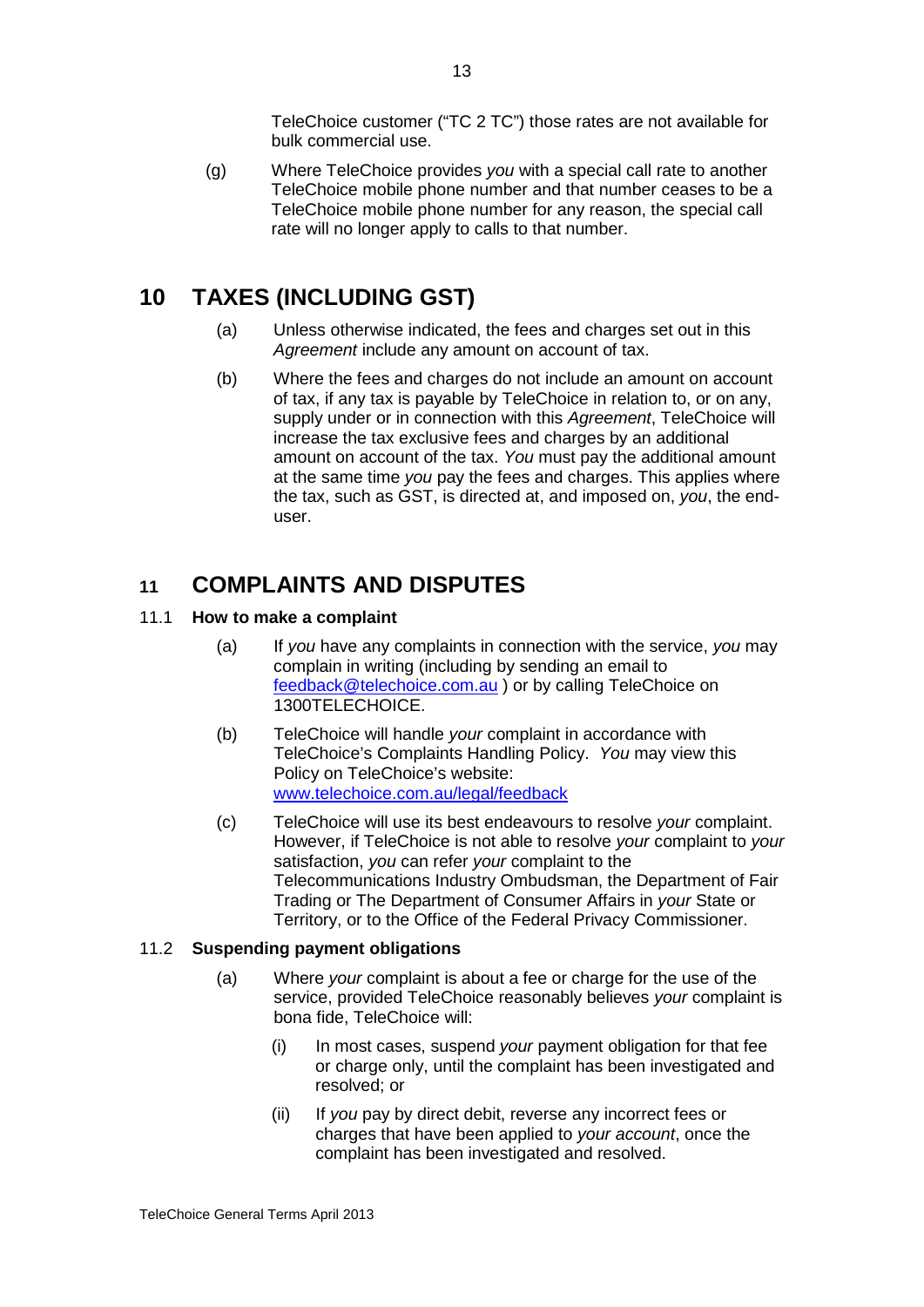TeleChoice customer ("TC 2 TC") those rates are not available for bulk commercial use.

(g) Where TeleChoice provides *you* with a special call rate to another TeleChoice mobile phone number and that number ceases to be a TeleChoice mobile phone number for any reason, the special call rate will no longer apply to calls to that number.

# 10 TAXES (INCLUDING GST)

(a) Unless otherwise indicated, the fees and charges set out in this *Agreement* include any amount on account of tax.

(b) Where the fees and charges do not include an amount on account of tax, if any tax is payable by TeleChoice in relation to, or on any, supply under or in connection with this *Agreement*, TeleChoice will increase the tax exclusive fees and charges by an additional amount on account of the tax. *You* must pay the additional amount at the same time *you* pay the fees and charges. This applies where the tax, such as GST, is directed at, and imposed on, *you*, the end-user.

# 11 COMPLAINTS AND DISPUTES

## 11.1 How to make a complaint

(a) If *you* have any complaints in connection with the service, *you* may complain in writing (including by sending an email to feedback@telechoice.com.au ) or by calling TeleChoice on 1300TELECHOICE.

(b) TeleChoice will handle *your* complaint in accordance with TeleChoice's Complaints Handling Policy. *You* may view this Policy on TeleChoice's website: www.telechoice.com.au/legal/feedback

(c) TeleChoice will use its best endeavours to resolve *your* complaint. However, if TeleChoice is not able to resolve *your* complaint to *your* satisfaction, *you* can refer *your* complaint to the Telecommunications Industry Ombudsman, the Department of Fair Trading or The Department of Consumer Affairs in *your* State or Territory, or to the Office of the Federal Privacy Commissioner.

## 11.2 Suspending payment obligations

(a) Where *your* complaint is about a fee or charge for the use of the service, provided TeleChoice reasonably believes *your* complaint is bona fide, TeleChoice will:

(i) In most cases, suspend *your* payment obligation for that fee or charge only, until the complaint has been investigated and resolved; or

(ii) If *you* pay by direct debit, reverse any incorrect fees or charges that have been applied to *your account*, once the complaint has been investigated and resolved.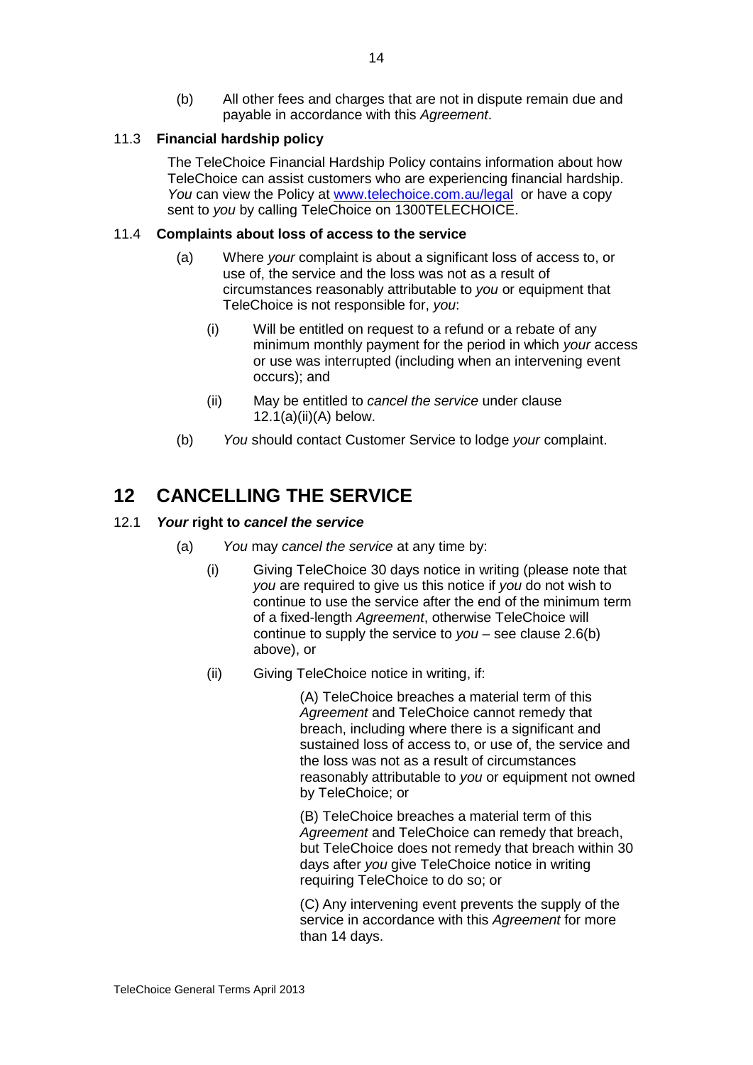(b) All other fees and charges that are not in dispute remain due and payable in accordance with this *Agreement*.

11.3 **Financial hardship policy**

The TeleChoice Financial Hardship Policy contains information about how TeleChoice can assist customers who are experiencing financial hardship. *You* can view the Policy at www.telechoice.com.au/legal or have a copy sent to *you* by calling TeleChoice on 1300TELECHOICE.

11.4 **Complaints about loss of access to the service**

(a) Where *your* complaint is about a significant loss of access to, or use of, the service and the loss was not as a result of circumstances reasonably attributable to *you* or equipment that TeleChoice is not responsible for, *you*:

(i) Will be entitled on request to a refund or a rebate of any minimum monthly payment for the period in which *your* access or use was interrupted (including when an intervening event occurs); and

(ii) May be entitled to *cancel the service* under clause 12.1(a)(ii)(A) below.

(b) *You* should contact Customer Service to lodge *your* complaint.

# 12 CANCELLING THE SERVICE

12.1 ***Your* right to *cancel the service***

(a) *You* may *cancel the service* at any time by:

(i) Giving TeleChoice 30 days notice in writing (please note that *you* are required to give us this notice if *you* do not wish to continue to use the service after the end of the minimum term of a fixed-length *Agreement*, otherwise TeleChoice will continue to supply the service to *you* – see clause 2.6(b) above), or

(ii) Giving TeleChoice notice in writing, if:

(A) TeleChoice breaches a material term of this *Agreement* and TeleChoice cannot remedy that breach, including where there is a significant and sustained loss of access to, or use of, the service and the loss was not as a result of circumstances reasonably attributable to *you* or equipment not owned by TeleChoice; or

(B) TeleChoice breaches a material term of this *Agreement* and TeleChoice can remedy that breach, but TeleChoice does not remedy that breach within 30 days after *you* give TeleChoice notice in writing requiring TeleChoice to do so; or

(C) Any intervening event prevents the supply of the service in accordance with this *Agreement* for more than 14 days.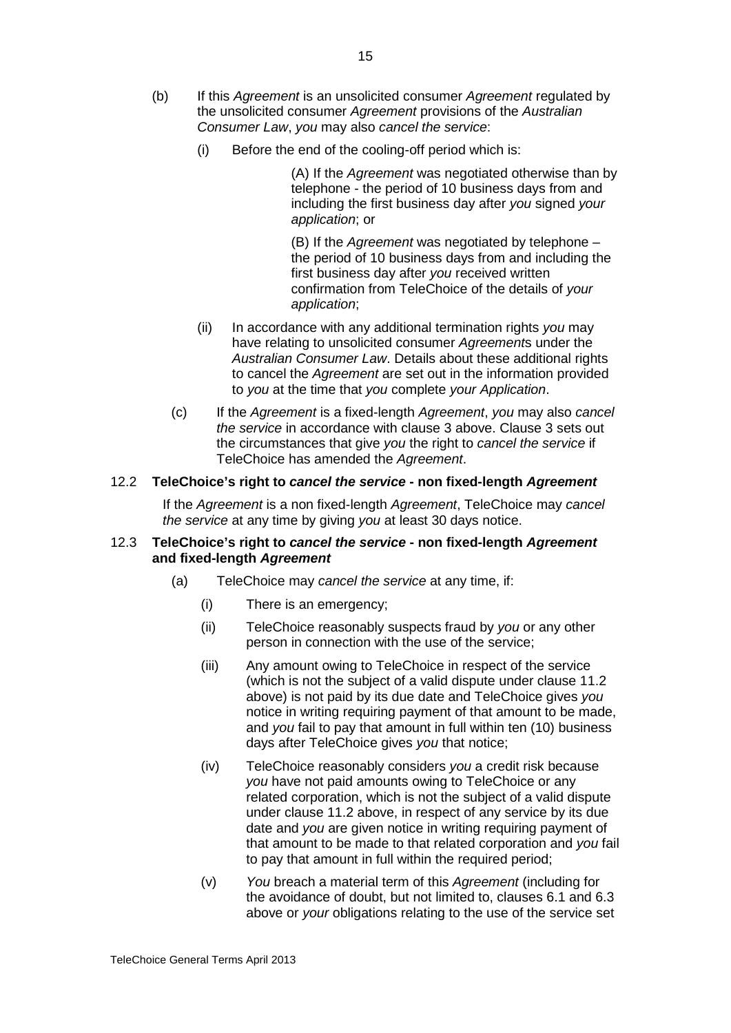(b) If this *Agreement* is an unsolicited consumer *Agreement* regulated by the unsolicited consumer *Agreement* provisions of the *Australian Consumer Law*, *you* may also *cancel the service*:

(i) Before the end of the cooling-off period which is:

(A) If the *Agreement* was negotiated otherwise than by telephone - the period of 10 business days from and including the first business day after *you* signed *your application*; or

(B) If the *Agreement* was negotiated by telephone – the period of 10 business days from and including the first business day after *you* received written confirmation from TeleChoice of the details of *your application*;

(ii) In accordance with any additional termination rights *you* may have relating to unsolicited consumer *Agreement*s under the *Australian Consumer Law*. Details about these additional rights to cancel the *Agreement* are set out in the information provided to *you* at the time that *you* complete *your Application*.

(c) If the *Agreement* is a fixed-length *Agreement*, *you* may also *cancel the service* in accordance with clause 3 above. Clause 3 sets out the circumstances that give *you* the right to *cancel the service* if TeleChoice has amended the *Agreement*.

12.2 **TeleChoice's right to *cancel the service* - non fixed-length *Agreement***

If the *Agreement* is a non fixed-length *Agreement*, TeleChoice may *cancel the service* at any time by giving *you* at least 30 days notice.

12.3 **TeleChoice's right to *cancel the service* - non fixed-length *Agreement* and fixed-length *Agreement***

(a) TeleChoice may *cancel the service* at any time, if:

(i) There is an emergency;

(ii) TeleChoice reasonably suspects fraud by *you* or any other person in connection with the use of the service;

(iii) Any amount owing to TeleChoice in respect of the service (which is not the subject of a valid dispute under clause 11.2 above) is not paid by its due date and TeleChoice gives *you* notice in writing requiring payment of that amount to be made, and *you* fail to pay that amount in full within ten (10) business days after TeleChoice gives *you* that notice;

(iv) TeleChoice reasonably considers *you* a credit risk because *you* have not paid amounts owing to TeleChoice or any related corporation, which is not the subject of a valid dispute under clause 11.2 above, in respect of any service by its due date and *you* are given notice in writing requiring payment of that amount to be made to that related corporation and *you* fail to pay that amount in full within the required period;

(v) *You* breach a material term of this *Agreement* (including for the avoidance of doubt, but not limited to, clauses 6.1 and 6.3 above or *your* obligations relating to the use of the service set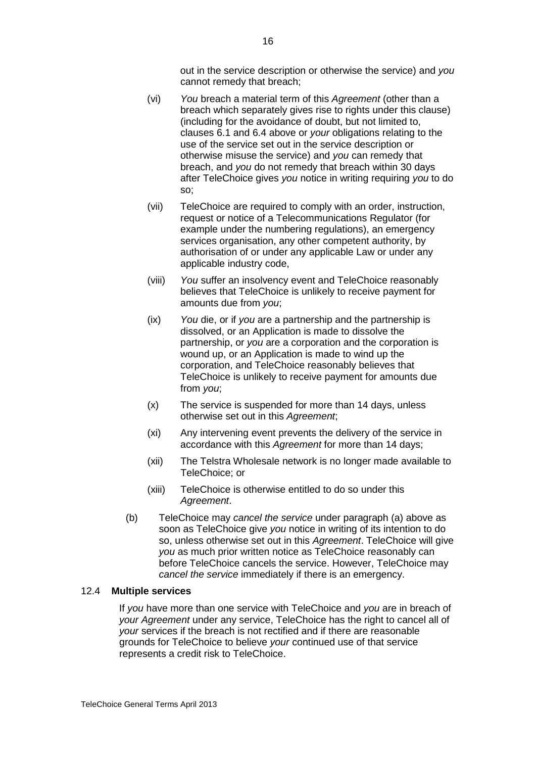out in the service description or otherwise the service) and *you* cannot remedy that breach;

(vi) *You* breach a material term of this *Agreement* (other than a breach which separately gives rise to rights under this clause) (including for the avoidance of doubt, but not limited to, clauses 6.1 and 6.4 above or *your* obligations relating to the use of the service set out in the service description or otherwise misuse the service) and *you* can remedy that breach, and *you* do not remedy that breach within 30 days after TeleChoice gives *you* notice in writing requiring *you* to do so;

(vii) TeleChoice are required to comply with an order, instruction, request or notice of a Telecommunications Regulator (for example under the numbering regulations), an emergency services organisation, any other competent authority, by authorisation of or under any applicable Law or under any applicable industry code,

(viii) *You* suffer an insolvency event and TeleChoice reasonably believes that TeleChoice is unlikely to receive payment for amounts due from *you*;

(ix) *You* die, or if *you* are a partnership and the partnership is dissolved, or an Application is made to dissolve the partnership, or *you* are a corporation and the corporation is wound up, or an Application is made to wind up the corporation, and TeleChoice reasonably believes that TeleChoice is unlikely to receive payment for amounts due from *you*;

(x) The service is suspended for more than 14 days, unless otherwise set out in this *Agreement*;

(xi) Any intervening event prevents the delivery of the service in accordance with this *Agreement* for more than 14 days;

(xii) The Telstra Wholesale network is no longer made available to TeleChoice; or

(xiii) TeleChoice is otherwise entitled to do so under this *Agreement*.

(b) TeleChoice may *cancel the service* under paragraph (a) above as soon as TeleChoice give *you* notice in writing of its intention to do so, unless otherwise set out in this *Agreement*. TeleChoice will give *you* as much prior written notice as TeleChoice reasonably can before TeleChoice cancels the service. However, TeleChoice may *cancel the service* immediately if there is an emergency.

### 12.4 **Multiple services**

If *you* have more than one service with TeleChoice and *you* are in breach of *your Agreement* under any service, TeleChoice has the right to cancel all of *your* services if the breach is not rectified and if there are reasonable grounds for TeleChoice to believe *your* continued use of that service represents a credit risk to TeleChoice.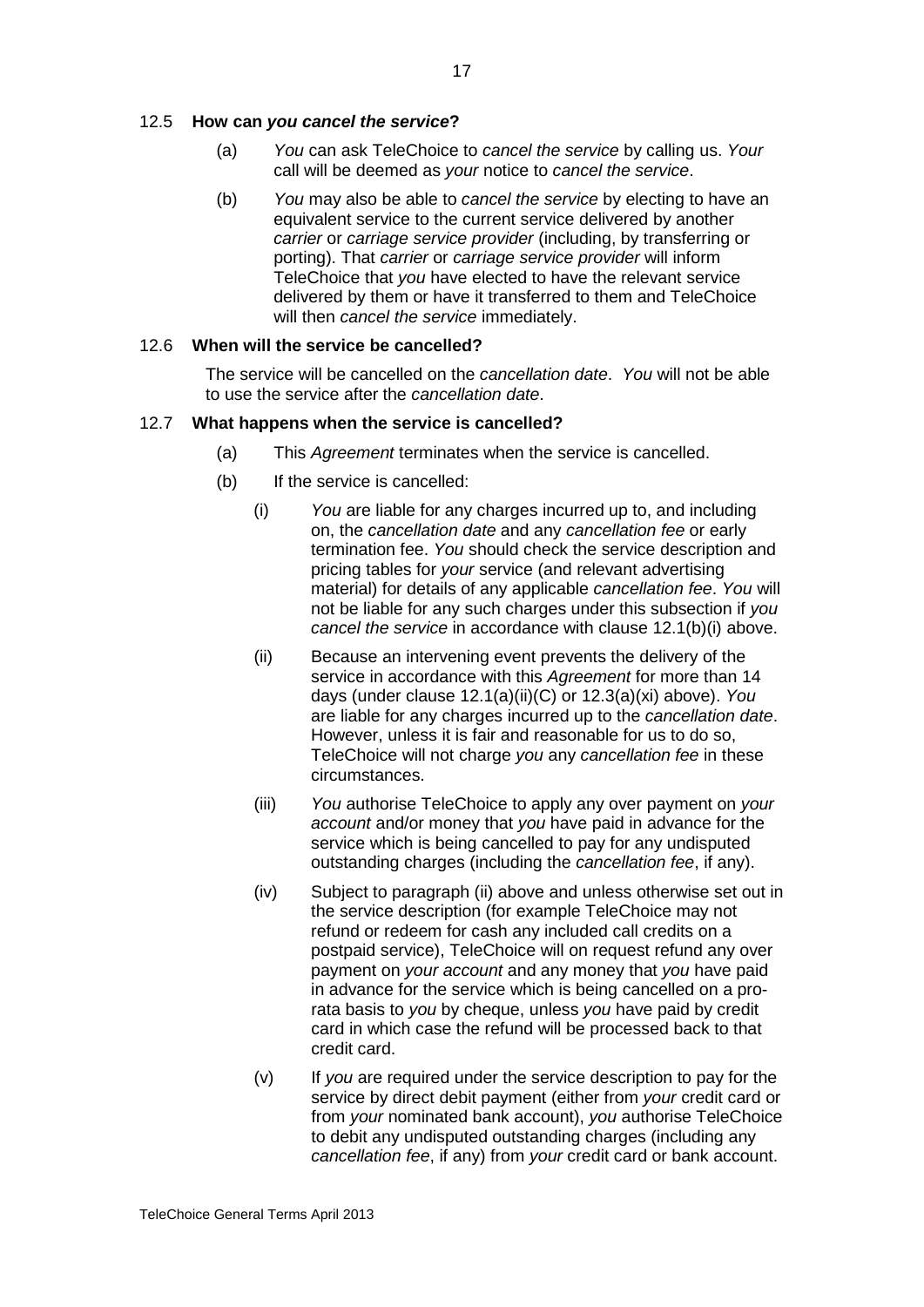### 12.5 **How can *you cancel the service*?**

(a) *You* can ask TeleChoice to *cancel the service* by calling us. *Your* call will be deemed as *your* notice to *cancel the service*.

(b) *You* may also be able to *cancel the service* by electing to have an equivalent service to the current service delivered by another *carrier* or *carriage service provider* (including, by transferring or porting). That *carrier* or *carriage service provider* will inform TeleChoice that *you* have elected to have the relevant service delivered by them or have it transferred to them and TeleChoice will then *cancel the service* immediately.

### 12.6 **When will the service be cancelled?**

The service will be cancelled on the *cancellation date*. *You* will not be able to use the service after the *cancellation date*.

### 12.7 **What happens when the service is cancelled?**

(a) This *Agreement* terminates when the service is cancelled.

(b) If the service is cancelled:

(i) *You* are liable for any charges incurred up to, and including on, the *cancellation date* and any *cancellation fee* or early termination fee. *You* should check the service description and pricing tables for *your* service (and relevant advertising material) for details of any applicable *cancellation fee*. *You* will not be liable for any such charges under this subsection if *you cancel the service* in accordance with clause 12.1(b)(i) above.

(ii) Because an intervening event prevents the delivery of the service in accordance with this *Agreement* for more than 14 days (under clause 12.1(a)(ii)(C) or 12.3(a)(xi) above). *You* are liable for any charges incurred up to the *cancellation date*. However, unless it is fair and reasonable for us to do so, TeleChoice will not charge *you* any *cancellation fee* in these circumstances.

(iii) *You* authorise TeleChoice to apply any over payment on *your account* and/or money that *you* have paid in advance for the service which is being cancelled to pay for any undisputed outstanding charges (including the *cancellation fee*, if any).

(iv) Subject to paragraph (ii) above and unless otherwise set out in the service description (for example TeleChoice may not refund or redeem for cash any included call credits on a postpaid service), TeleChoice will on request refund any over payment on *your account* and any money that *you* have paid in advance for the service which is being cancelled on a pro-rata basis to *you* by cheque, unless *you* have paid by credit card in which case the refund will be processed back to that credit card.

(v) If *you* are required under the service description to pay for the service by direct debit payment (either from *your* credit card or from *your* nominated bank account), *you* authorise TeleChoice to debit any undisputed outstanding charges (including any *cancellation fee*, if any) from *your* credit card or bank account.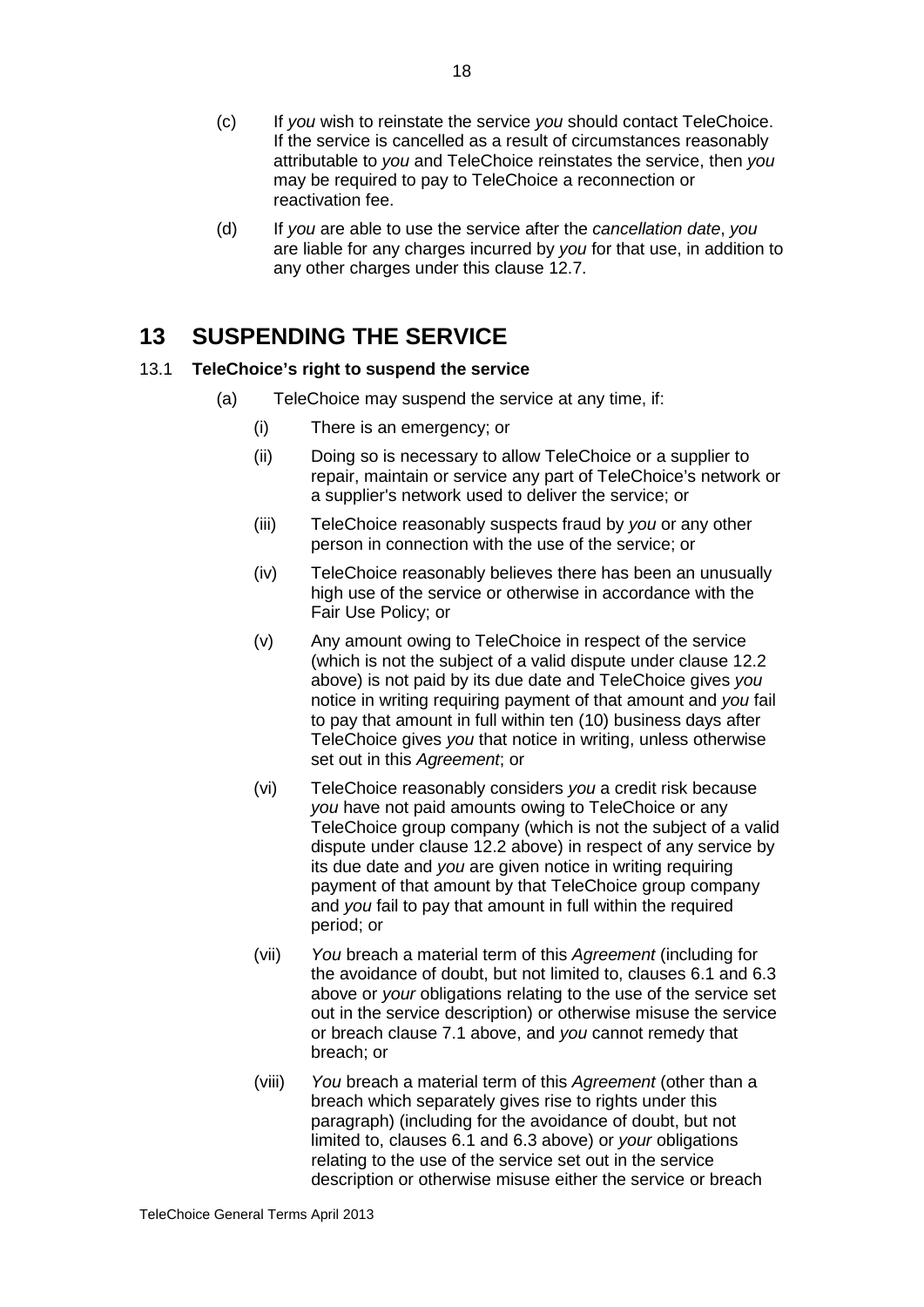(c) If *you* wish to reinstate the service *you* should contact TeleChoice. If the service is cancelled as a result of circumstances reasonably attributable to *you* and TeleChoice reinstates the service, then *you* may be required to pay to TeleChoice a reconnection or reactivation fee.

(d) If *you* are able to use the service after the *cancellation date*, *you* are liable for any charges incurred by *you* for that use, in addition to any other charges under this clause 12.7.

# 13 SUSPENDING THE SERVICE

13.1 **TeleChoice's right to suspend the service**

(a) TeleChoice may suspend the service at any time, if:

(i) There is an emergency; or

(ii) Doing so is necessary to allow TeleChoice or a supplier to repair, maintain or service any part of TeleChoice's network or a supplier's network used to deliver the service; or

(iii) TeleChoice reasonably suspects fraud by *you* or any other person in connection with the use of the service; or

(iv) TeleChoice reasonably believes there has been an unusually high use of the service or otherwise in accordance with the Fair Use Policy; or

(v) Any amount owing to TeleChoice in respect of the service (which is not the subject of a valid dispute under clause 12.2 above) is not paid by its due date and TeleChoice gives *you* notice in writing requiring payment of that amount and *you* fail to pay that amount in full within ten (10) business days after TeleChoice gives *you* that notice in writing, unless otherwise set out in this *Agreement*; or

(vi) TeleChoice reasonably considers *you* a credit risk because *you* have not paid amounts owing to TeleChoice or any TeleChoice group company (which is not the subject of a valid dispute under clause 12.2 above) in respect of any service by its due date and *you* are given notice in writing requiring payment of that amount by that TeleChoice group company and *you* fail to pay that amount in full within the required period; or

(vii) *You* breach a material term of this *Agreement* (including for the avoidance of doubt, but not limited to, clauses 6.1 and 6.3 above or *your* obligations relating to the use of the service set out in the service description) or otherwise misuse the service or breach clause 7.1 above, and *you* cannot remedy that breach; or

(viii) *You* breach a material term of this *Agreement* (other than a breach which separately gives rise to rights under this paragraph) (including for the avoidance of doubt, but not limited to, clauses 6.1 and 6.3 above) or *your* obligations relating to the use of the service set out in the service description or otherwise misuse either the service or breach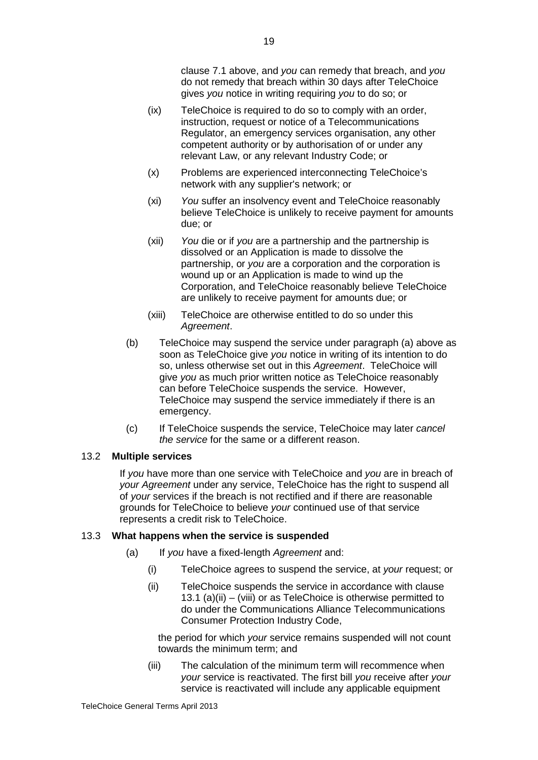clause 7.1 above, and *you* can remedy that breach, and *you* do not remedy that breach within 30 days after TeleChoice gives *you* notice in writing requiring *you* to do so; or

(ix) TeleChoice is required to do so to comply with an order, instruction, request or notice of a Telecommunications Regulator, an emergency services organisation, any other competent authority or by authorisation of or under any relevant Law, or any relevant Industry Code; or

(x) Problems are experienced interconnecting TeleChoice's network with any supplier's network; or

(xi) *You* suffer an insolvency event and TeleChoice reasonably believe TeleChoice is unlikely to receive payment for amounts due; or

(xii) *You* die or if *you* are a partnership and the partnership is dissolved or an Application is made to dissolve the partnership, or *you* are a corporation and the corporation is wound up or an Application is made to wind up the Corporation, and TeleChoice reasonably believe TeleChoice are unlikely to receive payment for amounts due; or

(xiii) TeleChoice are otherwise entitled to do so under this *Agreement*.

(b) TeleChoice may suspend the service under paragraph (a) above as soon as TeleChoice give *you* notice in writing of its intention to do so, unless otherwise set out in this *Agreement*. TeleChoice will give *you* as much prior written notice as TeleChoice reasonably can before TeleChoice suspends the service. However, TeleChoice may suspend the service immediately if there is an emergency.

(c) If TeleChoice suspends the service, TeleChoice may later *cancel the service* for the same or a different reason.

### 13.2 Multiple services

If *you* have more than one service with TeleChoice and *you* are in breach of *your Agreement* under any service, TeleChoice has the right to suspend all of *your* services if the breach is not rectified and if there are reasonable grounds for TeleChoice to believe *your* continued use of that service represents a credit risk to TeleChoice.

### 13.3 What happens when the service is suspended

(a) If *you* have a fixed-length *Agreement* and:

(i) TeleChoice agrees to suspend the service, at *your* request; or

(ii) TeleChoice suspends the service in accordance with clause 13.1 (a)(ii) – (viii) or as TeleChoice is otherwise permitted to do under the Communications Alliance Telecommunications Consumer Protection Industry Code,

the period for which *your* service remains suspended will not count towards the minimum term; and

(iii) The calculation of the minimum term will recommence when *your* service is reactivated. The first bill *you* receive after *your* service is reactivated will include any applicable equipment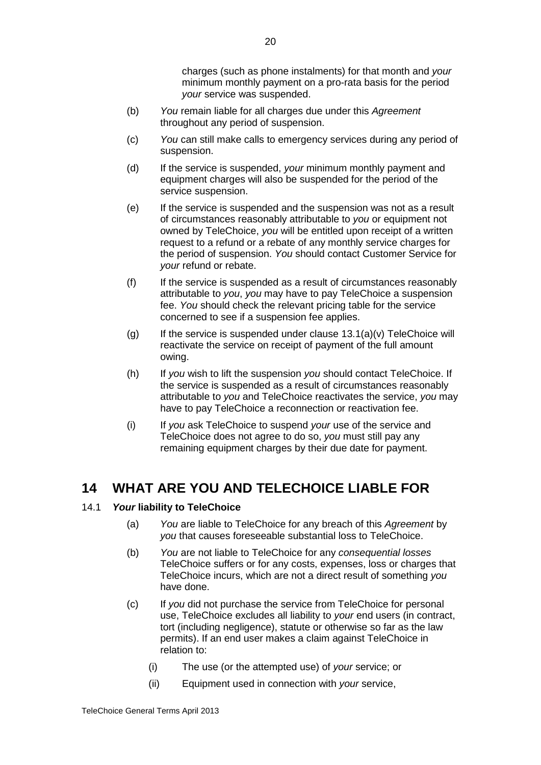charges (such as phone instalments) for that month and *your* minimum monthly payment on a pro-rata basis for the period *your* service was suspended.

(b) *You* remain liable for all charges due under this *Agreement* throughout any period of suspension.

(c) *You* can still make calls to emergency services during any period of suspension.

(d) If the service is suspended, *your* minimum monthly payment and equipment charges will also be suspended for the period of the service suspension.

(e) If the service is suspended and the suspension was not as a result of circumstances reasonably attributable to *you* or equipment not owned by TeleChoice, *you* will be entitled upon receipt of a written request to a refund or a rebate of any monthly service charges for the period of suspension. *You* should contact Customer Service for *your* refund or rebate.

(f) If the service is suspended as a result of circumstances reasonably attributable to *you*, *you* may have to pay TeleChoice a suspension fee. *You* should check the relevant pricing table for the service concerned to see if a suspension fee applies.

(g) If the service is suspended under clause 13.1(a)(v) TeleChoice will reactivate the service on receipt of payment of the full amount owing.

(h) If *you* wish to lift the suspension *you* should contact TeleChoice. If the service is suspended as a result of circumstances reasonably attributable to *you* and TeleChoice reactivates the service, *you* may have to pay TeleChoice a reconnection or reactivation fee.

(i) If *you* ask TeleChoice to suspend *your* use of the service and TeleChoice does not agree to do so, *you* must still pay any remaining equipment charges by their due date for payment.

# 14 WHAT ARE YOU AND TELECHOICE LIABLE FOR

### 14.1 ***Your* liability to TeleChoice**

(a) *You* are liable to TeleChoice for any breach of this *Agreement* by *you* that causes foreseeable substantial loss to TeleChoice.

(b) *You* are not liable to TeleChoice for any *consequential losses* TeleChoice suffers or for any costs, expenses, loss or charges that TeleChoice incurs, which are not a direct result of something *you* have done.

(c) If *you* did not purchase the service from TeleChoice for personal use, TeleChoice excludes all liability to *your* end users (in contract, tort (including negligence), statute or otherwise so far as the law permits). If an end user makes a claim against TeleChoice in relation to:

   (i) The use (or the attempted use) of *your* service; or

   (ii) Equipment used in connection with *your* service,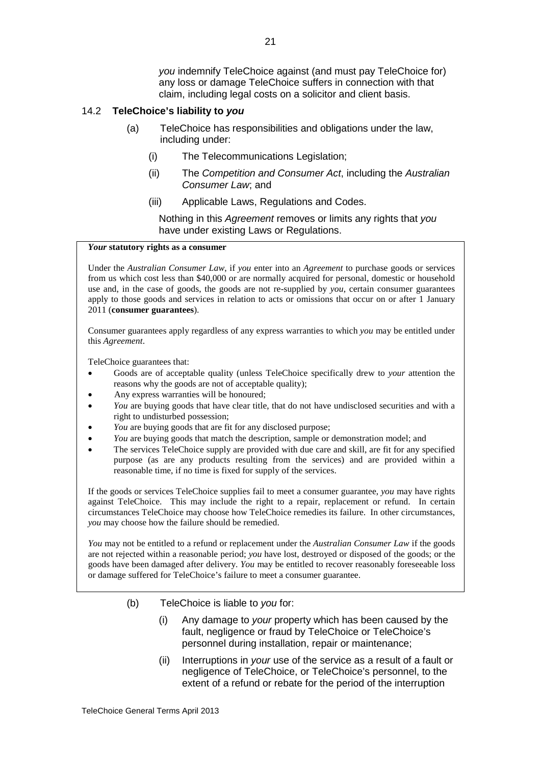*you* indemnify TeleChoice against (and must pay TeleChoice for) any loss or damage TeleChoice suffers in connection with that claim, including legal costs on a solicitor and client basis.

### 14.2 TeleChoice's liability to *you*

(a) TeleChoice has responsibilities and obligations under the law, including under:

(i) The Telecommunications Legislation;

(ii) The *Competition and Consumer Act*, including the *Australian Consumer Law*; and

(iii) Applicable Laws, Regulations and Codes.

Nothing in this *Agreement* removes or limits any rights that *you* have under existing Laws or Regulations.

**_Your_ statutory rights as a consumer**

Under the *Australian Consumer Law*, if *you* enter into an *Agreement* to purchase goods or services from us which cost less than $40,000 or are normally acquired for personal, domestic or household use and, in the case of goods, the goods are not re-supplied by *you*, certain consumer guarantees apply to those goods and services in relation to acts or omissions that occur on or after 1 January 2011 (**consumer guarantees**).

Consumer guarantees apply regardless of any express warranties to which *you* may be entitled under this *Agreement*.

TeleChoice guarantees that:

- Goods are of acceptable quality (unless TeleChoice specifically drew to *your* attention the reasons why the goods are not of acceptable quality);
- Any express warranties will be honoured;
- *You* are buying goods that have clear title, that do not have undisclosed securities and with a right to undisturbed possession;
- *You* are buying goods that are fit for any disclosed purpose;
- *You* are buying goods that match the description, sample or demonstration model; and
- The services TeleChoice supply are provided with due care and skill, are fit for any specified purpose (as are any products resulting from the services) and are provided within a reasonable time, if no time is fixed for supply of the services.

If the goods or services TeleChoice supplies fail to meet a consumer guarantee, *you* may have rights against TeleChoice. This may include the right to a repair, replacement or refund. In certain circumstances TeleChoice may choose how TeleChoice remedies its failure. In other circumstances, *you* may choose how the failure should be remedied.

*You* may not be entitled to a refund or replacement under the *Australian Consumer Law* if the goods are not rejected within a reasonable period; *you* have lost, destroyed or disposed of the goods; or the goods have been damaged after delivery. *You* may be entitled to recover reasonably foreseeable loss or damage suffered for TeleChoice's failure to meet a consumer guarantee.

(b) TeleChoice is liable to *you* for:

(i) Any damage to *your* property which has been caused by the fault, negligence or fraud by TeleChoice or TeleChoice's personnel during installation, repair or maintenance;

(ii) Interruptions in *your* use of the service as a result of a fault or negligence of TeleChoice, or TeleChoice's personnel, to the extent of a refund or rebate for the period of the interruption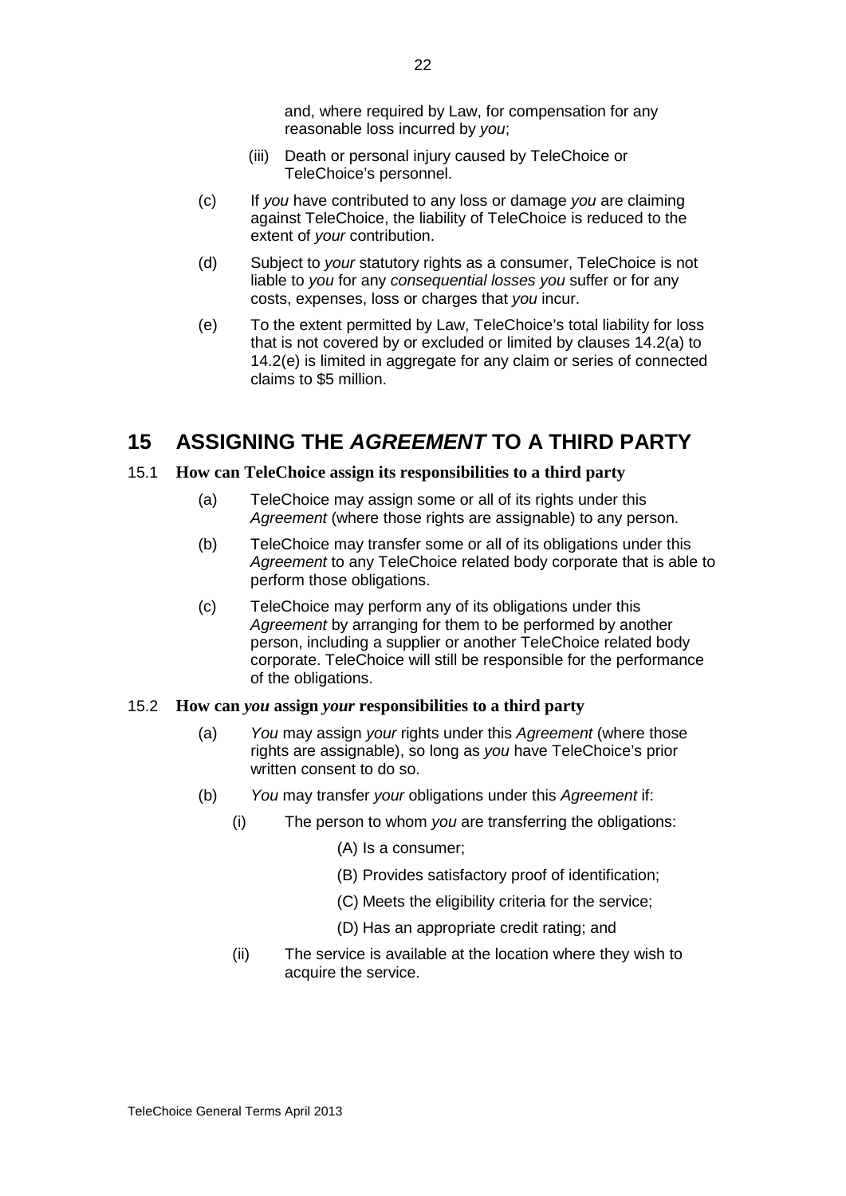and, where required by Law, for compensation for any reasonable loss incurred by *you*;

(iii) Death or personal injury caused by TeleChoice or TeleChoice's personnel.

(c) If *you* have contributed to any loss or damage *you* are claiming against TeleChoice, the liability of TeleChoice is reduced to the extent of *your* contribution.

(d) Subject to *your* statutory rights as a consumer, TeleChoice is not liable to *you* for any *consequential losses you* suffer or for any costs, expenses, loss or charges that *you* incur.

(e) To the extent permitted by Law, TeleChoice's total liability for loss that is not covered by or excluded or limited by clauses 14.2(a) to 14.2(e) is limited in aggregate for any claim or series of connected claims to $5 million.

# 15 ASSIGNING THE *AGREEMENT* TO A THIRD PARTY

### 15.1 How can TeleChoice assign its responsibilities to a third party

(a) TeleChoice may assign some or all of its rights under this *Agreement* (where those rights are assignable) to any person.

(b) TeleChoice may transfer some or all of its obligations under this *Agreement* to any TeleChoice related body corporate that is able to perform those obligations.

(c) TeleChoice may perform any of its obligations under this *Agreement* by arranging for them to be performed by another person, including a supplier or another TeleChoice related body corporate. TeleChoice will still be responsible for the performance of the obligations.

### 15.2 How can *you* assign *your* responsibilities to a third party

(a) *You* may assign *your* rights under this *Agreement* (where those rights are assignable), so long as *you* have TeleChoice's prior written consent to do so.

(b) *You* may transfer *your* obligations under this *Agreement* if:

(i) The person to whom *you* are transferring the obligations:

(A) Is a consumer;

(B) Provides satisfactory proof of identification;

(C) Meets the eligibility criteria for the service;

(D) Has an appropriate credit rating; and

(ii) The service is available at the location where they wish to acquire the service.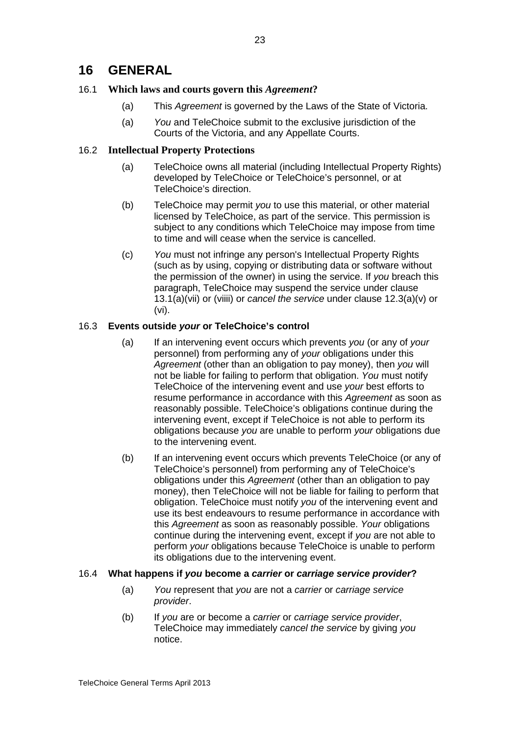# 16 GENERAL

### 16.1 **Which laws and courts govern this *Agreement*?**

(a) This *Agreement* is governed by the Laws of the State of Victoria.

(a) *You* and TeleChoice submit to the exclusive jurisdiction of the Courts of the Victoria, and any Appellate Courts.

### 16.2 **Intellectual Property Protections**

(a) TeleChoice owns all material (including Intellectual Property Rights) developed by TeleChoice or TeleChoice's personnel, or at TeleChoice's direction.

(b) TeleChoice may permit *you* to use this material, or other material licensed by TeleChoice, as part of the service. This permission is subject to any conditions which TeleChoice may impose from time to time and will cease when the service is cancelled.

(c) *You* must not infringe any person's Intellectual Property Rights (such as by using, copying or distributing data or software without the permission of the owner) in using the service. If *you* breach this paragraph, TeleChoice may suspend the service under clause 13.1(a)(vii) or (viiii) or *cancel the service* under clause 12.3(a)(v) or (vi).

### 16.3 **Events outside *your* or TeleChoice's control**

(a) If an intervening event occurs which prevents *you* (or any of *your* personnel) from performing any of *your* obligations under this *Agreement* (other than an obligation to pay money), then *you* will not be liable for failing to perform that obligation. *You* must notify TeleChoice of the intervening event and use *your* best efforts to resume performance in accordance with this *Agreement* as soon as reasonably possible. TeleChoice's obligations continue during the intervening event, except if TeleChoice is not able to perform its obligations because *you* are unable to perform *your* obligations due to the intervening event.

(b) If an intervening event occurs which prevents TeleChoice (or any of TeleChoice's personnel) from performing any of TeleChoice's obligations under this *Agreement* (other than an obligation to pay money), then TeleChoice will not be liable for failing to perform that obligation. TeleChoice must notify *you* of the intervening event and use its best endeavours to resume performance in accordance with this *Agreement* as soon as reasonably possible. *Your* obligations continue during the intervening event, except if *you* are not able to perform *your* obligations because TeleChoice is unable to perform its obligations due to the intervening event.

### 16.4 **What happens if *you* become a *carrier* or *carriage service provider*?**

(a) *You* represent that *you* are not a *carrier* or *carriage service provider*.

(b) If *you* are or become a *carrier* or *carriage service provider*, TeleChoice may immediately *cancel the service* by giving *you* notice.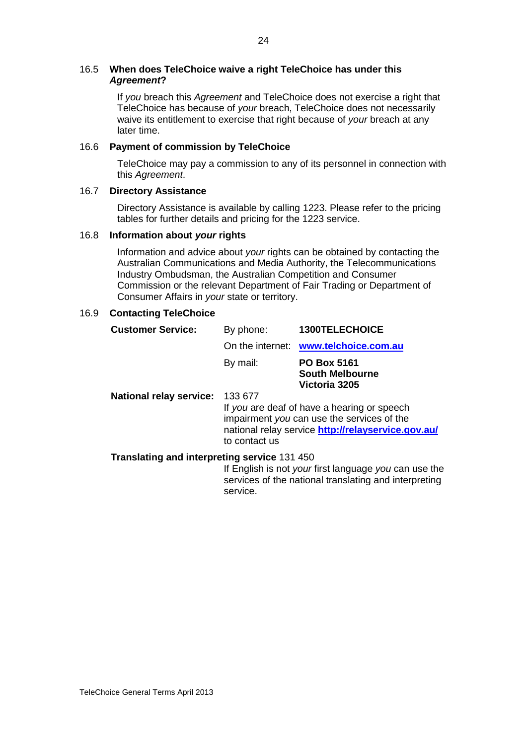### 16.5 When does TeleChoice waive a right TeleChoice has under this *Agreement*?

If *you* breach this *Agreement* and TeleChoice does not exercise a right that TeleChoice has because of *your* breach, TeleChoice does not necessarily waive its entitlement to exercise that right because of *your* breach at any later time.

### 16.6 Payment of commission by TeleChoice

TeleChoice may pay a commission to any of its personnel in connection with this *Agreement*.

### 16.7 Directory Assistance

Directory Assistance is available by calling 1223. Please refer to the pricing tables for further details and pricing for the 1223 service.

### 16.8 Information about *your* rights

Information and advice about *your* rights can be obtained by contacting the Australian Communications and Media Authority, the Telecommunications Industry Ombudsman, the Australian Competition and Consumer Commission or the relevant Department of Fair Trading or Department of Consumer Affairs in *your* state or territory.

### 16.9 Contacting TeleChoice

| | | |
|---|---|---|
| **Customer Service:** | By phone: | **1300TELECHOICE** |
| | On the internet: | **[www.telchoice.com.au](http://www.telchoice.com.au)** |
| | By mail: | **PO Box 5161 South Melbourne Victoria 3205** |

**National relay service:** 133 677

If *you* are deaf of have a hearing or speech impairment *you* can use the services of the national relay service **[http://relayservice.gov.au/](http://relayservice.gov.au/)** to contact us

**Translating and interpreting service** 131 450

If English is not *your* first language *you* can use the services of the national translating and interpreting service.